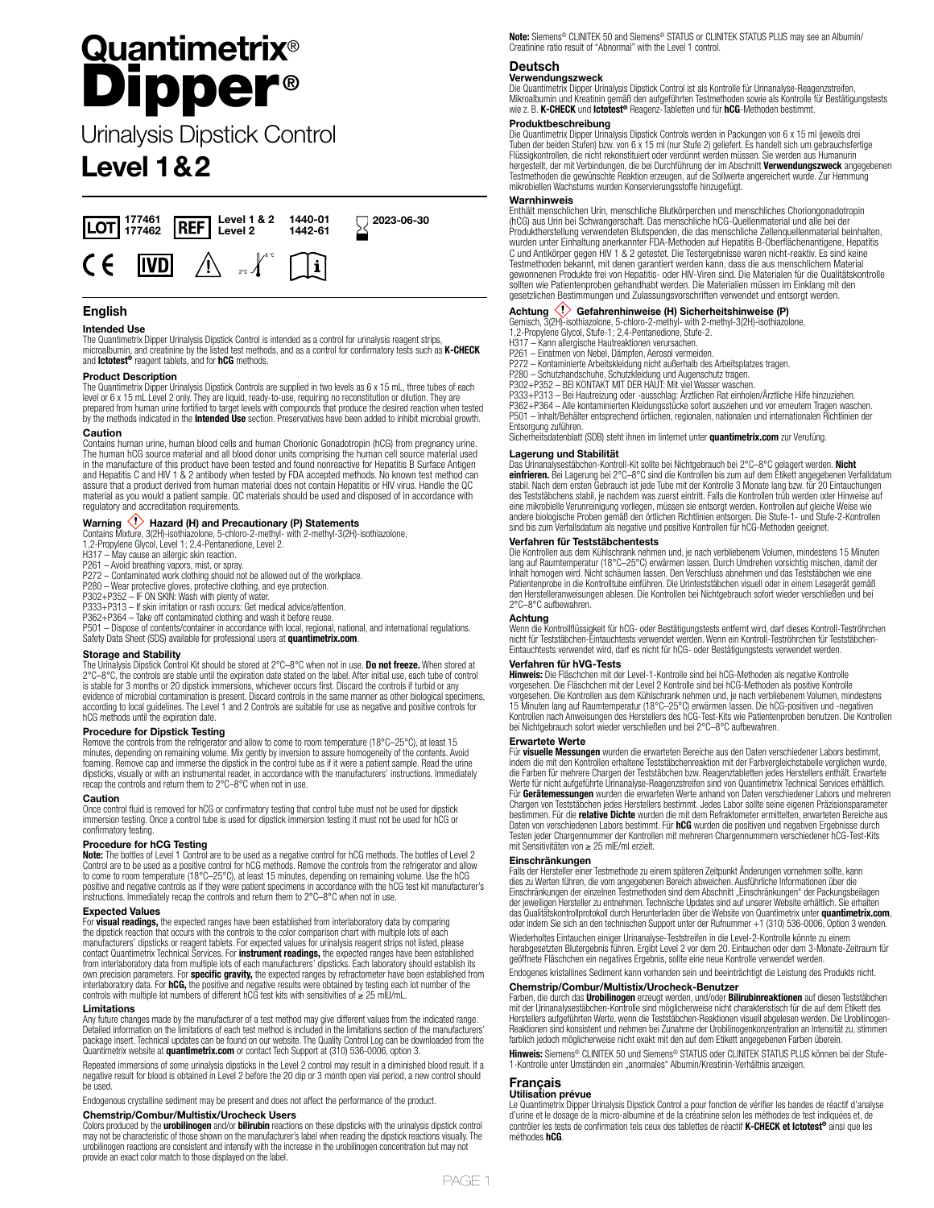# Quantimetrix® Dipper®

## Urinalysis Dipstick Control

## Level 1&2

| LOT | REF | | |
|---|---|---|---|
| 177461 | Level 1 & 2 | 1440-01 | 2023-06-30 |
| 177462 | Level 2 | 1442-61 | |

CE IVD 2°C 8°C

## English

### Intended Use

The Quantimetrix Dipper Urinalysis Dipstick Control is intended as a control for urinalysis reagent strips, microalbumin, and creatinine by the listed test methods, and as a control for confirmatory tests such as **K-CHECK** and **Ictotest®** reagent tablets, and for **hCG** methods.

### Product Description

The Quantimetrix Dipper Urinalysis Dipstick Controls are supplied in two levels as 6 x 15 mL, three tubes of each level or 6 x 15 mL Level 2 only. They are liquid, ready-to-use, requiring no reconstitution or dilution. They are prepared from human urine fortified to target levels with compounds that produce the desired reaction when tested by the methods indicated in the **Intended Use** section. Preservatives have been added to inhibit microbial growth.

### Caution

Contains human urine, human blood cells and human Chorionic Gonadotropin (hCG) from pregnancy urine. The human hCG source material and all blood donor units comprising the human cell source material used in the manufacture of this product have been tested and found nonreactive for Hepatitis B Surface Antigen and Hepatitis C and HIV 1 & 2 antibody when tested by FDA accepted methods. No known test method can assure that a product derived from human material does not contain Hepatitis or HIV virus. Handle the QC material as you would a patient sample. QC materials should be used and disposed of in accordance with regulatory and accreditation requirements.

### Warning ⚠ Hazard (H) and Precautionary (P) Statements

Contains Mixture, 3(2H)-isothiazolone, 5-chloro-2-methyl- with 2-methyl-3(2H)-isothiazolone,
1,2-Propylene Glycol, Level 1; 2,4-Pentanedione, Level 2.
H317 – May cause an allergic skin reaction.
P261 – Avoid breathing vapors, mist, or spray.
P272 – Contaminated work clothing should not be allowed out of the workplace.
P280 – Wear protective gloves, protective clothing, and eye protection.
P302+P352 – IF ON SKIN: Wash with plenty of water.
P333+P313 – If skin irritation or rash occurs: Get medical advice/attention.
P362+P364 – Take off contaminated clothing and wash it before reuse.
P501 – Dispose of contents/container in accordance with local, regional, national, and international regulations.
Safety Data Sheet (SDS) available for professional users at **quantimetrix.com**.

### Storage and Stability

The Urinalysis Dipstick Control Kit should be stored at 2°C–8°C when not in use. **Do not freeze.** When stored at 2°C–8°C, the controls are stable until the expiration date stated on the label. After initial use, each tube of control is stable for 3 months or 20 dipstick immersions, whichever occurs first. Discard the controls if turbid or any evidence of microbial contamination is present. Discard controls in the same manner as other biological specimens, according to local guidelines. The Level 1 and 2 Controls are suitable for use as negative and positive controls for hCG methods until the expiration date.

### Procedure for Dipstick Testing

Remove the controls from the refrigerator and allow to come to room temperature (18°C–25°C), at least 15 minutes, depending on remaining volume. Mix gently by inversion to assure homogeneity of the contents. Avoid foaming. Remove cap and immerse the dipstick in the control tube as if it were a patient sample. Read the urine dipsticks, visually or with an instrumental reader, in accordance with the manufacturers' instructions. Immediately recap the controls and return them to 2°C–8°C when not in use.

### Caution

Once control fluid is removed for hCG or confirmatory testing that control tube must not be used for dipstick immersion testing. Once a control tube is used for dipstick immersion testing it must not be used for hCG or confirmatory testing.

### Procedure for hCG Testing

**Note:** The bottles of Level 1 Control are to be used as a negative control for hCG methods. The bottles of Level 2 Control are to be used as a positive control for hCG methods. Remove the controls from the refrigerator and allow to come to room temperature (18°C–25°C), at least 15 minutes, depending on remaining volume. Use the hCG positive and negative controls as if they were patient specimens in accordance with the hCG test kit manufacturer's instructions. Immediately recap the controls and return them to 2°C–8°C when not in use.

### Expected Values

For **visual readings,** the expected ranges have been established from interlaboratory data by comparing the dipstick reaction that occurs with the controls to the color comparison chart with multiple lots of each manufacturers' dipsticks or reagent tablets. For expected values for urinalysis reagent strips not listed, please contact Quantimetrix Technical Services. For **instrument readings,** the expected ranges have been established from interlaboratory data from multiple lots of each manufacturers' dipsticks. Each laboratory should establish its own precision parameters. For **specific gravity,** the expected ranges by refractometer have been established from interlaboratory data. For **hCG,** the positive and negative results were obtained by testing each lot number of the controls with multiple lot numbers of different hCG test kits with sensitivities of ≥ 25 mIU/mL.

### Limitations

Any future changes made by the manufacturer of a test method may give different values from the indicated range. Detailed information on the limitations of each test method is included in the limitations section of the manufacturers' package insert. Technical updates can be found on our website. The Quality Control Log can be downloaded from the Quantimetrix website at **quantimetrix.com** or contact Tech Support at (310) 536-0006, option 3.

Repeated immersions of some urinalysis dipsticks in the Level 2 control may result in a diminished blood result. If a negative result for blood is obtained in Level 2 before the 20 dip or 3 month open vial period, a new control should be used.

Endogenous crystalline sediment may be present and does not affect the performance of the product.

### Chemstrip/Combur/Multistix/Urocheck Users

Colors produced by the **urobilinogen** and/or **bilirubin** reactions on these dipsticks with the urinalysis dipstick control may not be characteristic of those shown on the manufacturer's label when reading the dipstick reactions visually. The urobilinogen reactions are consistent and intensify with the increase in the urobilinogen concentration but may not provide an exact color match to those displayed on the label.

**Note:** Siemens® CLINITEK 50 and Siemens® STATUS or CLINITEK STATUS PLUS may see an Albumin/Creatinine ratio result of "Abnormal" with the Level 1 control.

## Deutsch

### Verwendungszweck

Die Quantimetrix Dipper Urinalysis Dipstick Control ist als Kontrolle für Urinanalyse-Reagenzstreifen, Mikroalbumin und Kreatinin gemäß den aufgeführten Testmethoden sowie als Kontrolle für Bestätigungstests wie z. B. **K-CHECK** und **Ictotest®** Reagenz-Tabletten und für **hCG**-Methoden bestimmt.

### Produktbeschreibung

Die Quantimetrix Dipper Urinalysis Dipstick Controls werden in Packungen von 6 x 15 ml (jeweils drei Tuben der beiden Stufen) bzw. von 6 x 15 ml (nur Stufe 2) geliefert. Es handelt sich um gebrauchsfertige Flüssigkontrollen, die nicht rekonstituiert oder verdünnt werden müssen. Sie werden aus Humanurin hergestellt, der mit Verbindungen, die bei Durchführung der im Abschnitt **Verwendungszweck** angegebenen Testmethoden die gewünschte Reaktion erzeugen, auf die Sollwerte angereichert wurde. Zur Hemmung mikrobiellen Wachstums wurden Konservierungsstoffe hinzugefügt.

### Warnhinweis

Enthält menschlichen Urin, menschliche Blutkörperchen und menschliches Choriongonadotropin (hCG) aus Urin bei Schwangerschaft. Das menschliche hCG-Quellenmaterial und alle bei der Produktherstellung verwendeten Blutspenden, die das menschliche Zellenquellenmaterial beinhalten, wurden unter Einhaltung anerkannter FDA-Methoden auf Hepatitis B-Oberflächenantigene, Hepatitis C und Antikörper gegen HIV 1 & 2 getestet. Die Testergebnisse waren nicht-reaktiv. Es sind keine Testmethoden bekannt, mit denen garantiert werden kann, dass die aus menschlichem Material gewonnenen Produkte frei von Hepatitis- oder HIV-Viren sind. Die Materialien für die Qualitätskontrolle sollten wie Patientenproben gehandhabt werden. Die Materialien müssen im Einklang mit den gesetzlichen Bestimmungen und Zulassungsvorschriften verwendet und entsorgt werden.

### Achtung ⚠ Gefahrenhinweise (H) Sicherheitshinweise (P)

Gemisch, 3(2H)-isothiazolone, 5-chloro-2-methyl- with 2-methyl-3(2H)-isothiazolone,
1,2-Propylene Glycol, Stufe-1; 2,4-Pentanedione, Stufe-2.
H317 – Kann allergische Hautreaktionen verursachen.
P261 – Einatmen von Nebel, Dämpfen, Aerosol vermeiden.
P272 – Kontaminierte Arbeitskleidung nicht außerhalb des Arbeitsplatzes tragen.
P280 – Schutzhandschuhe, Schutzkleidung und Augenschutz tragen.
P302+P352 – BEI KONTAKT MIT DER HAUT: Mit viel Wasser waschen.
P333+P313 – Bei Hautreizung oder -ausschlag: Ärztlichen Rat einholen/Ärztliche Hilfe hinzuziehen.
P362+P364 – Alle kontaminierten Kleidungsstücke sofort ausziehen und vor erneutem Tragen waschen.
P501 – Inhalt/Behälter entsprechend örtlichen, regionalen, nationalen und internationalen Richtlinien der Entsorgung zuführen.
Sicherheitsdatenblatt (SDB) steht ihnen im Internet unter **quantimetrix.com** zur Verufüng.

### Lagerung und Stabilität

Das Urinanalysestäbchen-Kontroll-Kit sollte bei Nichtgebrauch bei 2°C–8°C gelagert werden. **Nicht einfrieren.** Bei Lagerung bei 2°C–8°C sind die Kontrollen bis zum auf dem Etikett angegebenen Verfalldatum stabil. Nach dem ersten Gebrauch ist jede Tube mit der Kontrolle 3 Monate lang bzw. für 20 Eintauchungen des Teststäbchens stabil, je nachdem was zuerst eintritt. Falls die Kontrollen trüb werden oder Hinweise auf eine mikrobielle Verunreinigung vorliegen, müssen sie entsorgt werden. Kontrollen auf gleiche Weise wie andere biologische Proben gemäß den örtlichen Richtlinien entsorgen. Die Stufe-1- und Stufe-2-Kontrollen sind bis zum Verfallsdatum als negative und positive Kontrollen für hCG-Methoden geeignet.

### Verfahren für Teststäbchentests

Die Kontrollen aus dem Kühlschrank nehmen und, je nach verbleibenem Volumen, mindestens 15 Minuten lang auf Raumtemperatur (18°C–25°C) erwärmen lassen. Durch Umdrehen vorsichtig mischen, damit der Inhalt homogen wird. Nicht schäumen lassen. Den Verschluss abnehmen und das Teststäbchen wie eine Patientenprobe in die Kontrolltube einführen. Die Urinteststäbchen visuell oder in einem Lesegerät gemäß den Herstelleranweisungen ablesen. Die Kontrollen bei Nichtgebrauch sofort wieder verschließen und bei 2°C–8°C aufbewahren.

### Achtung

Wenn die Kontrollflüssigkeit für hCG- oder Bestätigungstests entfernt wird, darf dieses Kontroll-Teströhrchen nicht für Teststäbchen-Eintauchtests verwendet werden. Wenn ein Kontroll-Teströhrchen für Teststäbchen-Eintauchtests verwendet wird, darf es nicht für hCG- oder Bestätigungstests verwendet werden.

### Verfahren für hVG-Tests

**Hinweis:** Die Fläschchen mit der Level-1-Kontrolle sind bei hCG-Methoden als negative Kontrolle vorgesehen. Die Fläschchen mit der Level 2 Kontrolle sind bei hCG-Methoden als positive Kontrolle vorgesehen. Die Kontrollen aus dem Kühlschrank nehmen und, je nach verbleibenem Volumen, mindestens 15 Minuten lang auf Raumtemperatur (18°C–25°C) erwärmen lassen. Die hCG-positiven und -negativen Kontrollen nach Anweisungen des Herstellers des hCG-Test-Kits wie Patientenproben benutzen. Die Kontrollen bei Nichtgebrauch sofort wieder verschließen und bei 2°C–8°C aufbewahren.

### Erwartete Werte

Für **visuelle Messungen** wurden die erwarteten Bereiche aus den Daten verschiedener Labors bestimmt, indem die mit den Kontrollen erhaltene Teststäbchenreaktion mit der Farbvergleichstabelle verglichen wurde, die Farben für mehrere Chargen der Teststäbchen bzw. Reagenztabletten jedes Herstellers enthält. Erwartete Werte für nicht aufgeführte Urinanalyse-Reagenzstreifen sind von Quantimetrix Technical Services erhältlich. Für **Gerätemessungen** wurden die erwarteten Werte anhand von Daten verschiedener Labors und mehreren Chargen von Teststäbchen jedes Herstellers bestimmt. Jedes Labor sollte seine eigenen Präzisionsparameter bestimmen. Für die **relative Dichte** wurden die mit dem Refraktometer ermittelten, erwarteten Bereiche aus Daten von verschiedenen Labors bestimmt. Für **hCG** wurden die positiven und negativen Ergebnisse durch Testen jeder Chargennummer der Kontrollen mit mehreren Chargennummern verschiedener hCG-Test-Kits mit Sensitivitäten von ≥ 25 mIE/ml erzielt.

### Einschränkungen

Falls der Hersteller einer Testmethode zu einem späteren Zeitpunkt Änderungen vornehmen sollte, kann dies zu Werten führen, die vom angegebenen Bereich abweichen. Ausführliche Informationen über die Einschränkungen der einzelnen Testmethoden sind dem Abschnitt „Einschränkungen" der Packungsbeilagen der jeweiligen Hersteller zu entnehmen. Technische Updates sind auf unserer Website erhältlich. Sie erhalten das Qualitätskontrollprotokoll durch Herunterladen über die Website von Quantimetrix unter **quantimetrix.com**, oder indem Sie sich an den technischen Support unter der Rufnummer +1 (310) 536-0006, Option 3 wenden.

Wiederholtes Eintauchen einiger Urinanalyse-Teststreifen in die Level-2-Kontrolle könnte zu einem herabgesetzten Blutergebnis führen. Ergibt Level 2 vor dem 20. Eintauchen oder dem 3-Monate-Zeitraum für geöffnete Fläschchen ein negatives Ergebnis, sollte eine neue Kontrolle verwendet werden.

Endogenes kristallines Sediment kann vorhanden sein und beeinträchtigt die Leistung des Produkts nicht.

### Chemstrip/Combur/Multistix/Urocheck-Benutzer

Farben, die durch das **Urobilinogen** erzeugt werden, und/oder **Bilirubinreaktionen** auf diesen Teststäbchen mit der Urinanalysestäbchen-Kontrolle sind möglicherweise nicht charakteristisch für die auf dem Etikett des Herstellers aufgeführten Werte, wenn die Teststäbchen-Reaktionen visuell abgelesen werden. Die Urobilinogen-Reaktionen sind konsistent und nehmen bei Zunahme der Urobilinogenkonzentration an Intensität zu, stimmen farblich jedoch möglicherweise nicht exakt mit den auf dem Etikett angegebenen Farben überein.

**Hinweis:** Siemens® CLINITEK 50 und Siemens® STATUS oder CLINITEK STATUS PLUS können bei der Stufe-1-Kontrolle unter Umständen ein „anormales" Albumin/Kreatinin-Verhältnis anzeigen.

## Français

### Utilisation prévue

Le Quantimetrix Dipper Urinalysis Dipstick Control a pour fonction de vérifier les bandes de réactif d'analyse d'urine et le dosage de la micro-albumine et de la créatinine selon les méthodes de test indiquées et, de contrôler les tests de confirmation tels ceux des tablettes de réactif **K-CHECK et Ictotest®** ainsi que les méthodes **hCG**.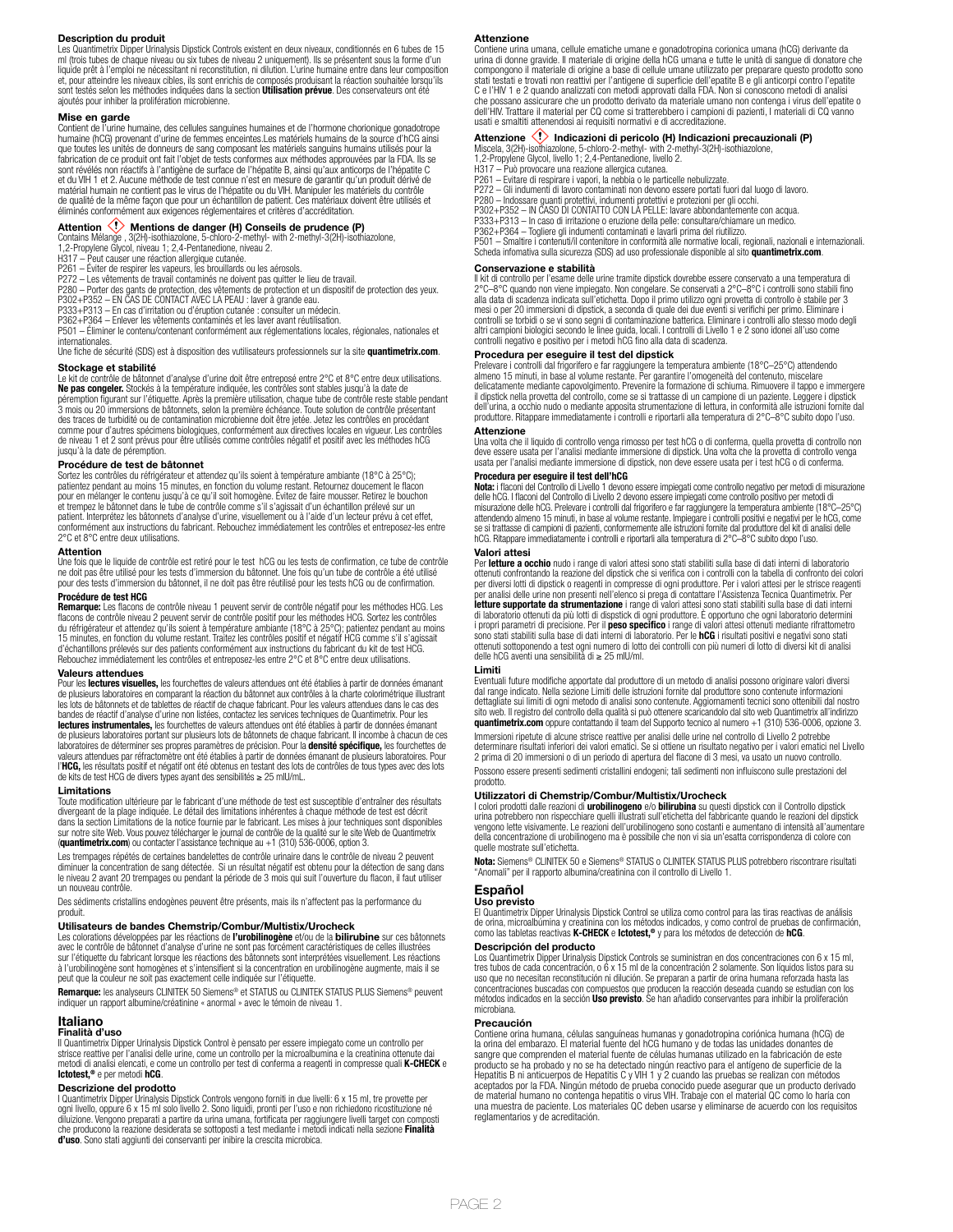**Description du produit**

Les Quantimetrix Dipper Urinalysis Dipstick Controls existent en deux niveaux, conditionnés en 6 tubes de 15 ml (trois tubes de chaque niveau ou six tubes de niveau 2 uniquement). Ils se présentent sous la forme d'un liquide prêt à l'emploi ne nécessitant ni reconstitution, ni dilution. L'urine humaine entre dans leur composition et, pour atteindre les niveaux cibles, ils sont enrichis de composés produisant la réaction souhaitée lorsqu'ils sont testés selon les méthodes indiquées dans la section **Utilisation prévue**. Des conservateurs ont été ajoutés pour inhiber la prolifération microbienne.

**Mise en garde**

Contient de l'urine humaine, des cellules sanguines humaines et de l'hormone chorionique gonadotrope humaine (hCG) provenant d'urine de femmes enceintes.Les matériels humains de la source d'hCG ainsi que toutes les unités de donneurs de sang composant les matériels sanguins humains utilisés pour la fabrication de ce produit ont fait l'objet de tests conformes aux méthodes approuvées par la FDA. Ils se sont révélés non réactifs à l'antigène de surface de l'hépatite B, ainsi qu'aux anticorps de l'hépatite C et du VIH 1 et 2. Aucune méthode de test connue n'est en mesure de garantir qu'un produit dérivé de matérial humain ne contient pas le virus de l'hépatite ou du VIH. Manipuler les matériels du contrôle de qualité de la même façon que pour un échantillon de patient. Ces matériaux doivent être utilisés et éliminés conformément aux exigences réglementaires et critères d'accréditation.

**Attention** **Mentions de danger (H) Conseils de prudence (P)**

Contains Mélange , 3(2H)-isothiazolone, 5-chloro-2-methyl- with 2-methyl-3(2H)-isothiazolone, 1,2-Propylene Glycol, niveau 1; 2,4-Pentanedione, niveau 2.

H317 – Peut causer une réaction allergique cutanée.
P261 – Éviter de respirer les vapeurs, les brouillards ou les aérosols.
P272 – Les vêtements de travail contaminés ne doivent pas quitter le lieu de travail.
P280 – Porter des gants de protection, des vêtements de protection et un dispositif de protection des yeux.
P302+P352 – EN CAS DE CONTACT AVEC LA PEAU : laver à grande eau.
P333+P313 – En cas d'irritation ou d'éruption cutanée : consulter un médecin.
P362+P364 – Enlever les vêtements contaminés et les laver avant réutilisation.
P501 – Éliminer le contenu/contenant conformément aux réglementations locales, régionales, nationales et internationales.

Une fiche de sécurité (SDS) est à disposition des vutilisateurs professionnels sur la site **quantimetrix.com**.

**Stockage et stabilité**

Le kit de contrôle de bâtonnet d'analyse d'urine doit être entreposé entre 2°C et 8°C entre deux utilisations. **Ne pas congeler.** Stockés à la température indiquée, les contrôles sont stables jusqu'à la date de péremption figurant sur l'étiquette. Après la première utilisation, chaque tube de contrôle reste stable pendant 3 mois ou 20 immersions de bâtonnets, selon la première échéance. Toute solution de contrôle présentant des traces de turbidité ou de contamination microbienne doit être jetée. Jetez les contrôles en procédant comme pour d'autres spécimens biologiques, conformément aux directives locales en vigueur. Les contrôles de niveau 1 et 2 sont prévus pour être utilisés comme contrôles négatif et positif avec les méthodes hCG jusqu'à la date de péremption.

**Procédure de test de bâtonnet**

Sortez les contrôles du réfrigérateur et attendez qu'ils soient à température ambiante (18°C à 25°C); patientez pendant au moins 15 minutes, en fonction du volume restant. Retournez doucement le flacon pour en mélanger le contenu jusqu'à ce qu'il soit homogène. Évitez de faire mousser. Retirez le bouchon et trempez le bâtonnet dans le tube de contrôle comme s'il s'agissait d'un échantillon prélevé sur un patient. Interprétez les bâtonnets d'analyse d'urine, visuellement ou à l'aide d'un lecteur prévu à cet effet, conformément aux instructions du fabricant. Rebouchez immédiatement les contrôles et entreposez-les entre 2°C et 8°C entre deux utilisations.

**Attention**

Une fois que le liquide de contrôle est retiré pour le test hCG ou les tests de confirmation, ce tube de contrôle ne doit pas être utilisé pour les tests d'immersion du bâtonnet. Une fois qu'un tube de contrôle a été utilisé pour des tests d'immersion du bâtonnet, il ne doit pas être réutilisé pour les tests hCG ou de confirmation.

**Procédure de test HCG**

**Remarque:** Les flacons de contrôle niveau 1 peuvent servir de contrôle négatif pour les méthodes HCG. Les flacons de contrôle niveau 2 peuvent servir de contrôle positif pour les méthodes HCG. Sortez les contrôles du réfrigérateur et attendez qu'ils soient à température ambiante (18°C à 25°C); patientez pendant au moins 15 minutes, en fonction du volume restant. Traitez les contrôles positif et négatif HCG comme s'il s'agissait d'échantillons prélevés sur des patients conformément aux instructions du fabricant du kit de test HCG. Rebouchez immédiatement les contrôles et entreposez-les entre 2°C et 8°C entre deux utilisations.

**Valeurs attendues**

Pour les **lectures visuelles,** les fourchettes de valeurs attendues ont été établies à partir de données émanant de plusieurs laboratoires en comparant la réaction du bâtonnet aux contrôles à la charte colorimétrique illustrant les lots de bâtonnets et de tablettes de réactif de chaque fabricant. Pour les valeurs attendues dans le cas des bandes de réactif d'analyse d'urine non listées, contactez les services techniques de Quantimetrix. Pour les **lectures instrumentales,** les fourchettes de valeurs attendues ont été établies à partir de données émanant de plusieurs laboratoires portant sur plusieurs lots de bâtonnets de chaque fabricant. Il incombe à chacun de ces laboratoires de déterminer ses propres paramètres de précision. Pour la **densité spécifique,** les fourchettes de valeurs attendues par réfractomètre ont été établies à partir de données émanant de plusieurs laboratoires. Pour l'**HCG,** les résultats positif et négatif ont été obtenus en testant des lots de contrôles de tous types avec des lots de kits de test HCG de divers types ayant des sensibilités ≥ 25 mIU/mL.

**Limitations**

Toute modification ultérieure par le fabricant d'une méthode de test est susceptible d'entraîner des résultats divergeant de la plage indiquée. Le détail des limitations inhérentes à chaque méthode de test est décrit dans la section Limitations de la notice fournie par le fabricant. Les mises à jour techniques sont disponibles sur notre site Web. Vous pouvez télécharger le journal de contrôle de la qualité sur le site Web de Quantimetrix (**quantimetrix.com**) ou contacter l'assistance technique au +1 (310) 536-0006, option 3.

Les trempages répétés de certaines bandelettes de contrôle urinaire dans le contrôle de niveau 2 peuvent diminuer la concentration de sang détectée. Si un résultat négatif est obtenu pour la détection de sang dans le niveau 2 avant 20 trempages ou pendant la période de 3 mois qui suit l'ouverture du flacon, il faut utiliser un nouveau contrôle.

Des sédiments cristallins endogènes peuvent être présents, mais ils n'affectent pas la performance du produit.

**Utilisateurs de bandes Chemstrip/Combur/Multistix/Urocheck**

Les colorations développées par les réactions de **l'urobilinogène** et/ou de la **bilirubine** sur ces bâtonnets avec le contrôle de bâtonnet d'analyse d'urine ne sont pas forcément caractéristiques de celles illustrées sur l'étiquette du fabricant lorsque les réactions des bâtonnets sont interprétées visuellement. Les réactions à l'urobilinogène sont homogènes et s'intensifient si la concentration en urobilinogène augmente, mais il se peut que la couleur ne soit pas exactement celle indiquée sur l'étiquette.

**Remarque:** les analyseurs CLINITEK 50 Siemens® et STATUS ou CLINITEK STATUS PLUS Siemens® peuvent indiquer un rapport albumine/créatinine « anormal » avec le témoin de niveau 1.

# Italiano

**Finalità d'uso**

Il Quantimetrix Dipper Urinalysis Dipstick Control è pensato per essere impiegato come un controllo per strisce reattive per l'analisi delle urine, come un controllo per la microalbumina e la creatinina ottenute dai metodi di analisi elencati, e come un controllo per test di conferma a reagenti in compresse quali **K-CHECK** e **Ictotest,®** e per metodi **hCG**.

**Descrizione del prodotto**

I Quantimetrix Dipper Urinalysis Dipstick Controls vengono forniti in due livelli: 6 x 15 ml, tre provette per ogni livello, oppure 6 x 15 ml solo livello 2. Sono liquidi, pronti per l'uso e non richiedono ricostituzione né diluizione. Vengono preparati a partire da urina umana, fortificata per raggiungere livelli target con composti che producono la reazione desiderata se sottoposti a test mediante i metodi indicati nella sezione **Finalità d'uso**. Sono stati aggiunti dei conservanti per inibire la crescita microbica.

**Attenzione**

Contiene urina umana, cellule ematiche umane e gonadotropina corionica umana (hCG) derivante da urina di donne gravide. Il materiale di origine della hCG umana e tutte le unità di sangue di donatore che compongono il materiale di origine a base di cellule umane utilizzato per preparare questo prodotto sono stati testati e trovati non reattivi per l'antigene di superficie dell'epatite B e gli anticorpi contro l'epatite C e l'HIV 1 e 2 quando analizzati con metodi approvati dalla FDA. Non si conoscono metodi di analisi che possano assicurare che un prodotto derivato da materiale umano non contenga i virus dell'epatite o dell'HIV. Trattare il material per CQ come si tratterebbero i campioni di pazienti, I materiali di CQ vanno usati e smaltiti attenendosi ai requisiti normativi e di accreditazione.

**Attenzione** **Indicazioni di pericolo (H) Indicazioni precauzionali (P)**

Miscela, 3(2H)-isothiazolone, 5-chloro-2-methyl- with 2-methyl-3(2H)-isothiazolone, 1,2-Propylene Glycol, livello 1; 2,4-Pentanedione, livello 2.

H317 – Può provocare una reazione allergica cutanea.
P261 – Evitare di respirare i vapori, la nebbia o le particelle nebulizzate.
P272 – Gli indumenti di lavoro contaminati non devono essere portati fuori dal luogo di lavoro.
P280 – Indossare guanti protettivi, indumenti protettivi e protezioni per gli occhi.
P302+P352 – IN CASO DI CONTATTO CON LA PELLE: lavare abbondantemente con acqua.
P333+P313 – In caso di irritazione o eruzione della pelle: consultare/chiamare un medico.
P362+P364 – Togliere gli indumenti contaminati e lavarli prima del riutilizzo.
P501 – Smaltire i contenuti/il contenitore in conformità alle normative locali, regionali, nazionali e internazionali.

Scheda informativa sulla sicurezza (SDS) ad uso professionale disponibile al sito **quantimetrix.com**.

**Conservazione e stabilità**

Il kit di controllo per l'esame delle urine tramite dipstick dovrebbe essere conservato a una temperatura di 2°C–8°C quando non viene impiegato. Non congelare. Se conservati a 2°C–8°C i controlli sono stabili fino alla data di scadenza indicata sull'etichetta. Dopo il primo utilizzo ogni provetta di controllo è stabile per 3 mesi o per 20 immersioni di dipstick, a seconda di quale dei due eventi si verifichi per primo. Eliminare i controlli se torbidi o se vi sono segni di contaminazione batterica. Eliminare i controlli allo stesso modo degli altri campioni biologici secondo le linee guida, locali. I controlli di Livello 1 e 2 sono idonei all'uso come controlli negativo e positivo per i metodi hCG fino alla data di scadenza.

**Procedura per eseguire il test del dipstick**

Prelevare i controlli dal frigorifero e far raggiungere la temperatura ambiente (18°C–25°C) attendendo almeno 15 minuti, in base al volume restante. Per garantire l'omogeneità del contenuto, miscelare delicatamente mediante capovolgimento. Prevenire la formazione di schiuma. Rimuovere il tappo e immergere il dipstick nella provetta del controllo, come se si trattasse di un campione di un paziente. Leggere i dipstick dell'urina, a occhio nudo o mediante apposita strumentazione di lettura, in conformità alle istruzioni fornite dal produttore. Ritappare immediatamente i controlli e riportarli alla temperatura di 2°C–8°C subito dopo l'uso.

**Attenzione**

Una volta che il liquido di controllo venga rimosso per test hCG o di conferma, quella provetta di controllo non deve essere usata per l'analisi mediante immersione di dipstick. Una volta che la provetta di controllo venga usata per l'analisi mediante immersione di dipstick, non deve essere usata per i test hCG o di conferma.

**Procedura per eseguire il test dell'hCG**

**Nota:** i flaconi del Controllo di Livello 1 devono essere impiegati come controllo negativo per metodi di misurazione delle hCG. I flaconi del Controllo di Livello 2 devono essere impiegati come controllo positivo per metodi di misurazione delle hCG. Prelevare i controlli dal frigorifero e far raggiungere la temperatura ambiente (18°C–25°C) attendendo almeno 15 minuti, in base al volume restante. Impiegare i controlli positivi e negativi per le hCG, come se si trattasse di campioni di pazienti, conformemente alle istruzioni fornite dal produttore del kit di analisi delle hCG. Ritappare immediatamente i controlli e riportarli alla temperatura di 2°C–8°C subito dopo l'uso.

**Valori attesi**

Per **letture a occhio** nudo i range di valori attesi sono stati stabiliti sulla base di dati interni di laboratorio ottenuti confrontando la reazione dei dipstick che si verifica con i controlli con la tabella di confronto dei colori per diversi lotti di dipstick o reagenti in compresse di ogni produttore. Per i valori attesi per le strisce reagenti per analisi delle urine non presenti nell'elenco si prega di contattare l'Assistenza Tecnica Quantimetrix. Per **letture supportate da strumentazione** i range di valori attesi sono stati stabiliti sulla base di dati interni di laboratorio ottenuti da più lotti di dispstick di ogni produttore. È opportuno che ogni laboratorio determini i propri parametri di precisione. Per il **peso specifico** i range di valori attesi ottenuti mediante rifrattometro sono stati stabiliti sulla base di dati interni di laboratorio. Per le **hCG** i risultati positivi e negativi sono stati ottenuti sottoponendo a test ogni numero di lotto dei controlli con più numeri di lotto di diversi kit di analisi delle hCG aventi una sensibilità di ≥ 25 mIU/ml.

**Limiti**

Eventuali future modifiche apportate dal produttore di un metodo di analisi possono originare valori diversi dal range indicato. Nella sezione Limiti delle istruzioni fornite dal produttore sono contenute informazioni dettagliate sui limiti di ogni metodo di analisi sono contenute. Aggiornamenti tecnici sono ottenibili dal nostro sito web. Il registro del controllo della qualità si può ottenere scaricandolo dal sito web Quantimetrix all'indirizzo **quantimetrix.com** oppure contattando il team del Supporto tecnico al numero +1 (310) 536-0006, opzione 3.

Immersioni ripetute di alcune strisce reattive per analisi delle urine nel controllo di Livello 2 potrebbe determinare risultati inferiori dei valori ematici. Se si ottiene un risultato negativo per i valori ematici nel Livello 2 prima di 20 immersioni o di un periodo di apertura del flacone di 3 mesi, va usato un nuovo controllo.

Possono essere presenti sedimenti cristallini endogeni; tali sedimenti non influiscono sulle prestazioni del prodotto.

**Utilizzatori di Chemstrip/Combur/Multistix/Urocheck**

I colori prodotti dalle reazioni di **urobilinogeno** e/o **bilirubina** su questi dipstick con il Controllo dipstick urina potrebbero non rispecchiare quelli illustrati sull'etichetta del fabbricante quando le reazioni del dipstick vengono lette visivamente. Le reazioni dell'urobilinogeno sono costanti e aumentano di intensità all'aumentare della concentrazione di urobilinogeno ma è possibile che non vi sia un'esatta corrispondenza di colore con quelle mostrate sull'etichetta.

**Nota:** Siemens® CLINITEK 50 e Siemens® STATUS o CLINITEK STATUS PLUS potrebbero riscontrare risultati "Anomali" per il rapporto albumina/creatinina con il controllo di Livello 1.

# Español

**Uso previsto**

El Quantimetrix Dipper Urinalysis Dipstick Control se utiliza como control para las tiras reactivas de análisis de orina, microalbúmina y creatinina con los métodos indicados, y como control de pruebas de confirmación, como las tabletas reactivas **K-CHECK** e **Ictotest,®** y para los métodos de detección de **hCG**.

**Descripción del producto**

Los Quantimetrix Dipper Urinalysis Dipstick Controls se suministran en dos concentraciones con 6 x 15 ml, tres tubos de cada concentración, o 6 x 15 ml de la concentración 2 solamente. Son líquidos listos para su uso que no necesitan reconstitución ni dilución. Se preparan a partir de orina humana reforzada hasta las concentraciones buscadas con compuestos que producen la reacción deseada cuando se estudian con los métodos indicados en la sección **Uso previsto**. Se han añadido conservantes para inhibir la proliferación microbiana.

**Precaución**

Contiene orina humana, células sanguíneas humanas y gonadotropina coriónica humana (hCG) de la orina del embarazo. El material fuente del hCG humano y de todas las unidades donantes de sangre que comprenden el material fuente de células humanas utilizado en la fabricación de este producto se ha probado y no se ha detectado ningún reactivo para el antígeno de superficie de la Hepatitis B ni anticuerpos de Hepatitis C y VIH 1 y 2 cuando las pruebas se realizan con métodos aceptados por la FDA. Ningún método de prueba conocido puede asegurar que un producto derivado de material humano no contenga hepatitis o virus VIH. Trabaje con el material QC como lo haría con una muestra de paciente. Los materiales QC deben usarse y eliminarse de acuerdo con los requisitos reglamentarios y de acreditación.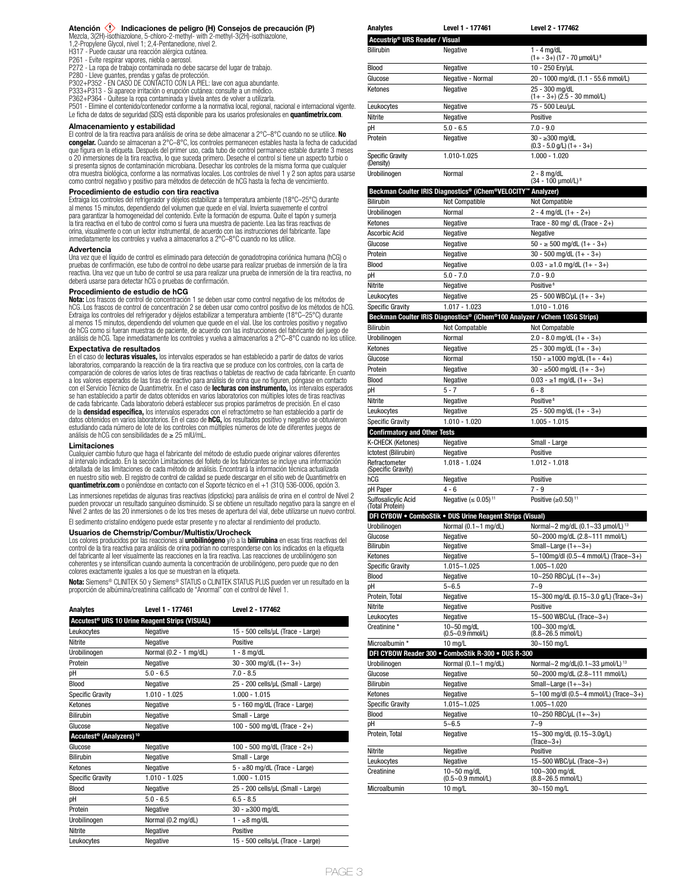### Atención ⚠ Indicaciones de peligro (H) Consejos de precaución (P)

Mezcla, 3(2H)-isothiazolone, 5-chloro-2-methyl- with 2-methyl-3(2H)-isothiazolone, 1,2-Propylene Glycol, nivel 1; 2,4-Pentanedione, nivel 2.

H317 - Puede causar una reacción alérgica cutánea.
P261 - Evite respirar vapores, niebla o aerosol.
P272 - La ropa de trabajo contaminada no debe sacarse del lugar de trabajo.
P280 - Lleve guantes, prendas y gafas de protección.
P302+P352 - EN CASO DE CONTACTO CON LA PIEL: lave con agua abundante.
P333+P313 - Si aparece irritación o erupción cutánea: consulte a un médico.
P362+P364 - Quítese la ropa contaminada y lávela antes de volver a utilizarla.
P501 - Elimine el contenido/contenedor conforme a la normativa local, regional, nacional e internacional vigente.
Le ficha de datos de seguridad (SDS) está disponible para los usarios profesionales en **quantimetrix.com**.

### Almacenamiento y estabilidad

El control de la tira reactiva para análisis de orina se debe almacenar a 2°C–8°C cuando no se utilice. **No congelar.** Cuando se almacenan a 2°C–8°C, los controles permanecen estables hasta la fecha de caducidad que figura en la etiqueta. Después del primer uso, cada tubo de control permanece estable durante 3 meses o 20 inmersiones de la tira reactiva, lo que suceda primero. Deseche el control si tiene un aspecto turbio o si presenta signos de contaminación microbiana. Desechar los controles de la misma forma que cualquier otra muestra biológica, conforme a las normativas locales. Los controles de nivel 1 y 2 son aptos para usarse como control negativo y positivo para métodos de detección de hCG hasta la fecha de vencimiento.

### Procedimiento de estudio con tira reactiva

Extraiga los controles del refrigerador y déjelos estabilizar a temperatura ambiente (18°C–25°C) durante al menos 15 minutos, dependiendo del volumen que quede en el vial. Invierta suavemente el control para garantizar la homogeneidad del contenido. Evite la formación de espuma. Quite el tapón y sumerja la tira reactiva en el tubo de control como si fuera una muestra de paciente. Lea las tiras reactivas de orina, visualmente o con un lector instrumental, de acuerdo con las instrucciones del fabricante. Tape inmediatamente los controles y vuelva a almacenarlos a 2°C–8°C cuando no los utilice.

### Advertencia

Una vez que el líquido de control es eliminado para detección de gonadotropina coriónica humana (hCG) o pruebas de confirmación, ese tubo de control no debe usarse para realizar pruebas de inmersión de la tira reactiva. Una vez que un tubo de control se usa para realizar una prueba de inmersión de la tira reactiva, no deberá usarse para detectar hCG o pruebas de confirmación.

### Procedimiento de estudio de hCG

**Nota:** Los frascos de control de concentración 1 se deben usar como control negativo de los métodos de hCG. Los frascos de control de concentración 2 se deben usar como control positivo de los métodos de hCG. Extraiga los controles del refrigerador y déjelos estabilizar a temperatura ambiente (18°C–25°C) durante al menos 15 minutos, dependiendo del volumen que quede en el vial. Use los controles positivo y negativo de hCG como si fueran muestras de paciente, de acuerdo con las instrucciones del fabricante del juego de análisis de hCG. Tape inmediatamente los controles y vuelva a almacenarlos a 2°C–8°C cuando no los utilice.

### Expectativa de resultados

En el caso de **lecturas visuales,** los intervalos esperados se han establecido a partir de datos de varios laboratorios, comparando la reacción de la tira reactiva que se produce con los controles, con la carta de comparación de colores de varios lotes de tiras reactivas o tabletas de reactivo de cada fabricante. En cuanto a los valores esperados de las tiras de reactivo para análisis de orina que no figuren, póngase en contacto con el Servicio Técnico de Quantimetrix. En el caso de **lecturas con instrumento,** los intervalos esperados se han establecido a partir de datos obtenidos en varios laboratorios con múltiples lotes de tiras reactivas de cada fabricante. Cada laboratorio deberá establecer sus propios parámetros de precisión. En el caso de la **densidad específica,** los intervalos esperados con el refractómetro se han establecido a partir de datos obtenidos en varios laboratorios. En el caso de **hCG,** los resultados positivo y negativo se obtuvieron estudiando cada número de lote de los controles con múltiples números de lote de diferentes juegos de análisis de hCG con sensibilidades de ≥ 25 mIU/mL.

### Limitaciones

Cualquier cambio futuro que haga el fabricante del método de estudio puede originar valores diferentes al intervalo indicado. En la sección Limitaciones del folleto de los fabricantes se incluye una información detallada de las limitaciones de cada método de análisis. Encontrará la información técnica actualizada en nuestro sitio web. El registro de control de calidad se puede descargar en el sitio web de Quantimetrix en **quantimetrix.com** o poniéndose en contacto con el Soporte técnico en el +1 (310) 536-0006, opción 3.

Las inmersiones repetidas de algunas tiras reactivas (dipsticks) para análisis de orina en el control de Nivel 2 pueden provocar un resultado sanguíneo disminuido. Si se obtiene un resultado negativo para la sangre en el Nivel 2 antes de las 20 inmersiones o de los tres meses de apertura del vial, debe utilizarse un nuevo control.

El sedimento cristalino endógeno puede estar presente y no afectar al rendimiento del producto.

### Usuarios de Chemstrip/Combur/Multistix/Urocheck

Los colores producidos por las reacciones al **urobilinógeno** y/o a la **bilirrubina** en esas tiras reactivas del control de la tira reactiva para análisis de orina podrían no corresponderse con los indicados en la etiqueta del fabricante al leer visualmente las reacciones en la tira reactiva. Las reacciones de urobilinógeno son coherentes y se intensifican cuando aumenta la concentración de urobilinógeno, pero puede que no den colores exactamente iguales a los que se muestran en la etiqueta.

**Nota:** Siemens® CLINITEK 50 y Siemens® STATUS o CLINITEK STATUS PLUS pueden ver un resultado en la proporción de albúmina/creatinina calificado de "Anormal" con el control de Nivel 1.

| Analytes | Level 1 - 177461 | Level 2 - 177462 |
|---|---|---|
| **Accutest® URS 10 Urine Reagent Strips (VISUAL)** | | |
| Leukocytes | Negative | 15 - 500 cells/µL (Trace - Large) |
| Nitrite | Negative | Positive |
| Urobilinogen | Normal (0.2 - 1 mg/dL) | 1 - 8 mg/dL |
| Protein | Negative | 30 - 300 mg/dL (1+- 3+) |
| pH | 5.0 - 6.5 | 7.0 - 8.5 |
| Blood | Negative | 25 - 200 cells/µL (Small - Large) |
| Specific Gravity | 1.010 - 1.025 | 1.000 - 1.015 |
| Ketones | Negative | 5 - 160 mg/dL (Trace - Large) |
| Bilirubin | Negative | Small - Large |
| Glucose | Negative | 100 - 500 mg/dL (Trace - 2+) |
| **Accutest® (Analyzers)[10]** | | |
| Glucose | Negative | 100 - 500 mg/dL (Trace - 2+) |
| Bilirubin | Negative | Small - Large |
| Ketones | Negative | 5 - ≥80 mg/dL (Trace - Large) |
| Specific Gravity | 1.010 - 1.025 | 1.000 - 1.015 |
| Blood | Negative | 25 - 200 cells/µL (Small - Large) |
| pH | 5.0 - 6.5 | 6.5 - 8.5 |
| Protein | Negative | 30 - ≥300 mg/dL |
| Urobilinogen | Normal (0.2 mg/dL) | 1 - ≥8 mg/dL |
| Nitrite | Negative | Positive |
| Leukocytes | Negative | 15 - 500 cells/µL (Trace - Large) |

| Analytes | Level 1 - 177461 | Level 2 - 177462 |
|---|---|---|
| **Accustrip® URS Reader / Visual** | | |
| Bilirubin | Negative | 1 - 4 mg/dL (1+ - 3+) (17 - 70 µmol/L)[8] |
| Blood | Negative | 10 - 250 Ery/µL |
| Glucose | Negative - Normal | 20 - 1000 mg/dL (1.1 - 55.6 mmol/L) |
| Ketones | Negative | 25 - 300 mg/dL (1+ - 3+) (2.5 - 30 mmol/L) |
| Leukocytes | Negative | 75 - 500 Leu/µL |
| Nitrite | Negative | Positive |
| pH | 5.0 - 6.5 | 7.0 - 9.0 |
| Protein | Negative | 30 - ≥300 mg/dL (0.3 - 5.0 g/L) (1+ - 3+) |
| Specific Gravity (Density) | 1.010-1.025 | 1.000 - 1.020 |
| Urobilinogen | Normal | 2 - 8 mg/dL (34 - 100 µmol/L)[8] |
| **Beckman Coulter IRIS Diagnostics® (iChem®VELOCITY™ Analyzer)** | | |
| Bilirubin | Not Compatible | Not Compatible |
| Urobilinogen | Normal | 2 - 4 mg/dL (1+ - 2+) |
| Ketones | Negative | Trace - 80 mg/ dL (Trace - 2+) |
| Ascorbic Acid | Negative | Negative |
| Glucose | Negative | 50 - ≥ 500 mg/dL (1+ - 3+) |
| Protein | Negative | 30 - 500 mg/dL (1+ - 3+) |
| Blood | Negative | 0.03 - ≥1.0 mg/dL (1+ - 3+) |
| pH | 5.0 - 7.0 | 7.0 - 9.0 |
| Nitrite | Negative | Positive[8] |
| Leukocytes | Negative | 25 - 500 WBC/µL (1+ - 3+) |
| Specific Gravity | 1.017 - 1.023 | 1.010 - 1.016 |
| **Beckman Coulter IRIS Diagnostics® (iChem®100 Analyzer / vChem 10SG Strips)** | | |
| Bilirubin | Not Compatable | Not Compatable |
| Urobilinogen | Normal | 2.0 - 8.0 mg/dL (1+ - 3+) |
| Ketones | Negative | 25 - 300 mg/dL (1+ - 3+) |
| Glucose | Normal | 150 - ≥1000 mg/dL (1+ - 4+) |
| Protein | Negative | 30 - ≥500 mg/dL (1+ - 3+) |
| Blood | Negative | 0.03 - ≥1 mg/dL (1+ - 3+) |
| pH | 5 - 7 | 6 - 8 |
| Nitrite | Negative | Positive[8] |
| Leukocytes | Negative | 25 - 500 mg/dL (1+ - 3+) |
| Specific Gravity | 1.010 - 1.020 | 1.005 - 1.015 |
| **Confirmatory and Other Tests** | | |
| K-CHECK (Ketones) | Negative | Small - Large |
| Ictotest (Bilirubin) | Negative | Positive |
| Refractometer (Specific Gravity) | 1.018 - 1.024 | 1.012 - 1.018 |
| hCG | Negative | Positive |
| pH Paper | 4 - 6 | 7 - 9 |
| Sulfosalicylic Acid (Total Protein) | Negative (≤ 0.05)[11] | Positive (≥0.50)[11] |
| **DFI CYBOW • ComboStik • DUS Urine Reagent Strips (Visual)** | | |
| Urobilinogen | Normal (0.1~1 mg/dL) | Normal~2 mg/dL (0.1~33 µmol/L)[13] |
| Glucose | Negative | 50~2000 mg/dL (2.8~111 mmol/L) |
| Bilirubin | Negative | Small~Large (1+~3+) |
| Ketones | Negative | 5~100mg/dl (0.5~4 mmol/L) (Trace~3+) |
| Specific Gravity | 1.015~1.025 | 1.005~1.020 |
| Blood | Negative | 10~250 RBC/µL (1+~3+) |
| pH | 5~6.5 | 7~9 |
| Protein, Total | Negative | 15~300 mg/dL (0.15~3.0 g/L) (Trace~3+) |
| Nitrite | Negative | Positive |
| Leukocytes | Negative | 15~500 WBC/uL (Trace~3+) |
| Creatinine * | 10~50 mg/dL (0.5~0.9 mmol/L) | 100~300 mg/dL (8.8~26.5 mmol/L) |
| Microalbumin * | 10 mg/L | 30~150 mg/L |
| **DFI CYBOW Reader 300 • ComboStik R-300 • DUS R-300** | | |
| Urobilinogen | Normal (0.1~1 mg/dL) | Normal~2 mg/dL(0.1~33 µmol/L)[13] |
| Glucose | Negative | 50~2000 mg/dL (2.8~111 mmol/L) |
| Bilirubin | Negative | Small~Large (1+~3+) |
| Ketones | Negative | 5~100 mg/dl (0.5~4 mmol/L) (Trace~3+) |
| Specific Gravity | 1.015~1.025 | 1.005~1.020 |
| Blood | Negative | 10~250 RBC/µL (1+~3+) |
| pH | 5~6.5 | 7~9 |
| Protein, Total | Negative | 15~300 mg/dL (0.15~3.0g/L) (Trace~3+) |
| Nitrite | Negative | Positive |
| Leukocytes | Negative | 15~500 WBC/µL (Trace~3+) |
| Creatinine | 10~50 mg/dL (0.5~0.9 mmol/L) | 100~300 mg/dL (8.8~26.5 mmol/L) |
| Microalbumin | 10 mg/L | 30~150 mg/L |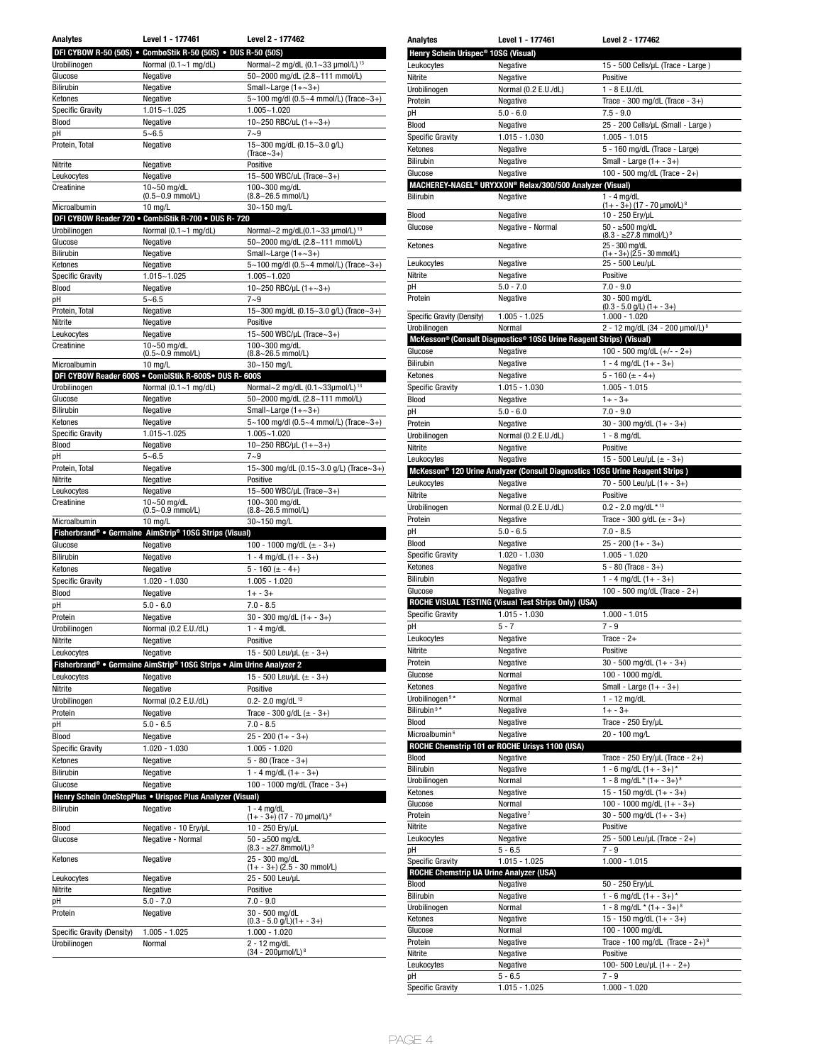| Analytes | Level 1 - 177461 | Level 2 - 177462 |
|---|---|---|
| **DFI CYBOW R-50 (50S) • ComboStik R-50 (50S) • DUS R-50 (50S)** | | |
| Urobilinogen | Normal (0.1~1 mg/dL) | Normal~2 mg/dL (0.1~33 µmol/L) [13] |
| Glucose | Negative | 50~2000 mg/dL (2.8~111 mmol/L) |
| Bilirubin | Negative | Small~Large (1+~3+) |
| Ketones | Negative | 5~100 mg/dl (0.5~4 mmol/L) (Trace~3+) |
| Specific Gravity | 1.015~1.025 | 1.005~1.020 |
| Blood | Negative | 10~250 RBC/uL (1+~3+) |
| pH | 5~6.5 | 7~9 |
| Protein, Total | Negative | 15~300 mg/dL (0.15~3.0 g/L) (Trace~3+) |
| Nitrite | Negative | Positive |
| Leukocytes | Negative | 15~500 WBC/uL (Trace~3+) |
| Creatinine | 10~50 mg/dL (0.5~0.9 mmol/L) | 100~300 mg/dL (8.8~26.5 mmol/L) |
| Microalbumin | 10 mg/L | 30~150 mg/L |
| **DFI CYBOW Reader 720 • CombiStik R-700 • DUS R- 720** | | |
| Urobilinogen | Normal (0.1~1 mg/dL) | Normal~2 mg/dL(0.1~33 µmol/L) [13] |
| Glucose | Negative | 50~2000 mg/dL (2.8~111 mmol/L) |
| Bilirubin | Negative | Small~Large (1+~3+) |
| Ketones | Negative | 5~100 mg/dl (0.5~4 mmol/L) (Trace~3+) |
| Specific Gravity | 1.015~1.025 | 1.005~1.020 |
| Blood | Negative | 10~250 RBC/uL (1+~3+) |
| pH | 5~6.5 | 7~9 |
| Protein, Total | Negative | 15~300 mg/dL (0.15~3.0 g/L) (Trace~3+) |
| Nitrite | Negative | Positive |
| Leukocytes | Negative | 15~500 WBC/uL (Trace~3+) |
| Creatinine | 10~50 mg/dL (0.5~0.9 mmol/L) | 100~300 mg/dL (8.8~26.5 mmol/L) |
| Microalbumin | 10 mg/L | 30~150 mg/L |
| **DFI CYBOW Reader 600S • CombiStik R-600S• DUS R- 600S** | | |
| Urobilinogen | Normal (0.1~1 mg/dL) | Normal~2 mg/dl (0.1~33µmol/L) [13] |
| Glucose | Negative | 50~2000 mg/dL (2.8~111 mmol/L) |
| Bilirubin | Negative | Small~Large (1+~3+) |
| Ketones | Negative | 5~100 mg/dl (0.5~4 mmol/L) (Trace~3+) |
| Specific Gravity | 1.015~1.025 | 1.005~1.020 |
| Blood | Negative | 10~250 RBC/uL (1+~3+) |
| pH | 5~6.5 | 7~9 |
| Protein, Total | Negative | 15~300 mg/dL (0.15~3.0 g/L) (Trace~3+) |
| Nitrite | Negative | Positive |
| Leukocytes | Negative | 15~500 WBC/uL (Trace~3+) |
| Creatinine | 10~50 mg/dL (0.5~0.9 mmol/L) | 100~300 mg/dL (8.8~26.5 mmol/L) |
| Microalbumin | 10 mg/L | 30~150 mg/L |
| **Fisherbrand® • Germaine AimStrip® 10SG Strips (Visual)** | | |
| Glucose | Negative | 100 - 1000 mg/dL (± - 3+) |
| Bilirubin | Negative | 1 - 4 mg/dL (1+ - 3+) |
| Ketones | Negative | 5 - 160 (± - 4+) |
| Specific Gravity | 1.020 - 1.030 | 1.005 - 1.020 |
| Blood | Negative | 1+ - 3+ |
| pH | 5.0 - 6.0 | 7.0 - 8.5 |
| Protein | Negative | 30 - 300 mg/dL (1+ - 3+) |
| Urobilinogen | Normal (0.2 E.U./dL) | 1 - 4 mg/dL |
| Nitrite | Negative | Positive |
| Leukocytes | Negative | 15 - 500 Leu/µL (± - 3+) |
| **Fisherbrand® • Germaine AimStrip® 10SG Strips • Aim Urine Analyzer 2** | | |
| Leukocytes | Negative | 15 - 500 Leu/µL (± - 3+) |
| Nitrite | Negative | Positive |
| Urobilinogen | Normal (0.2 E.U./dL) | 0.2- 2.0 mg/dL [13] |
| Protein | Negative | Trace - 300 g/dL (± - 3+) |
| pH | 5.0 - 6.5 | 7.0 - 8.5 |
| Blood | Negative | 25 - 200 (1+ - 3+) |
| Specific Gravity | 1.020 - 1.030 | 1.005 - 1.020 |
| Ketones | Negative | 5 - 80 (Trace - 3+) |
| Bilirubin | Negative | 1 - 4 mg/dL (1+ - 3+) |
| Glucose | Negative | 100 - 1000 mg/dL (Trace - 3+) |
| **Henry Schein OneStepPlus • Urispec Plus Analyzer (Visual)** | | |
| Bilirubin | Negative | 1 - 4 mg/dL (1+ - 3+) (17 - 70 µmol/L) [8] |
| Blood | Negative - 10 Ery/µL | 10 - 250 Ery/µL |
| Glucose | Negative - Normal | 50 - ≥500 mg/dL (8.3 - ≥27.8mmol/L) [9] |
| Ketones | Negative | 25 - 300 mg/dL (1+ - 3+) (2.5 - 30 mmol/L) |
| Leukocytes | Negative | 25 - 500 Leu/µL |
| Nitrite | Negative | Positive |
| pH | 5.0 - 7.0 | 7.0 - 9.0 |
| Protein | Negative | 30 - 500 mg/dL (0.3 - 5.0 g/L)(1+ - 3+) |
| Specific Gravity (Density) | 1.005 - 1.025 | 1.000 - 1.020 |
| Urobilinogen | Normal | 2 - 12 mg/dL (34 - 200µmol/L) [8] |
| **Henry Schein Urispec® 10SG (Visual)** | | |
| Leukocytes | Negative | 15 - 500 Cells/µL (Trace - Large ) |
| Nitrite | Negative | Positive |
| Urobilinogen | Normal (0.2 E.U./dL) | 1 - 8 E.U./dL |
| Protein | Negative | Trace - 300 mg/dL (Trace - 3+) |
| pH | 5.0 - 6.0 | 7.5 - 9.0 |
| Blood | Negative | 25 - 200 Cells/µL (Small - Large ) |
| Specific Gravity | 1.015 - 1.030 | 1.005 - 1.015 |
| Ketones | Negative | 5 - 160 mg/dL (Trace - Large) |
| Bilirubin | Negative | Small - Large (1+ - 3+) |
| Glucose | Negative | 100 - 500 mg/dL (Trace - 2+) |
| **MACHEREY-NAGEL® URYXXON® Relax/300/500 Analyzer (Visual)** | | |
| Bilirubin | Negative | 1 - 4 mg/dL (1+ - 3+) (17 - 70 µmol/L) [8] |
| Blood | Negative | 10 - 250 Ery/µL |
| Glucose | Negative - Normal | 50 - ≥500 mg/dL (8.3 - ≥27.8 mmol/L) [9] |
| Ketones | Negative | 25 - 300 mg/dL (1+ - 3+) (2.5 - 30 mmol/L) |
| Leukocytes | Negative | 25 - 500 Leu/µL |
| Nitrite | Negative | Positive |
| pH | 5.0 - 7.0 | 7.0 - 9.0 |
| Protein | Negative | 30 - 500 mg/dL (0.3 - 5.0 g/L) (1+ - 3+) |
| Specific Gravity (Density) | 1.005 - 1.025 | 1.000 - 1.020 |
| Urobilinogen | Normal | 2 - 12 mg/dL (34 - 200 µmol/L) [8] |
| **McKesson® (Consult Diagnostics® 10SG Urine Reagent Strips) (Visual)** | | |
| Glucose | Negative | 100 - 500 mg/dL (+/- - 2+) |
| Bilirubin | Negative | 1 - 4 mg/dL (1+ - 3+) |
| Ketones | Negative | 5 - 160 (± - 4+) |
| Specific Gravity | 1.015 - 1.030 | 1.005 - 1.015 |
| Blood | Negative | 1+ - 3+ |
| pH | 5.0 - 6.0 | 7.0 - 9.0 |
| Protein | Negative | 30 - 300 mg/dL (1+ - 3+) |
| Urobilinogen | Normal (0.2 E.U./dL) | 1 - 8 mg/dL |
| Nitrite | Negative | Positive |
| Leukocytes | Negative | 15 - 500 Leu/µL (± - 3+) |
| **McKesson® 120 Urine Analyzer (Consult Diagnostics 10SG Urine Reagent Strips )** | | |
| Leukocytes | Negative | 70 - 500 Leu/µL (1+ - 3+) |
| Nitrite | Negative | Positive |
| Urobilinogen | Normal (0.2 E.U./dL) | 0.2 - 2.0 mg/dL * [13] |
| Protein | Negative | Trace - 300 g/dL (± - 3+) |
| pH | 5.0 - 6.5 | 7.0 - 8.5 |
| Blood | Negative | 25 - 200 (1+ - 3+) |
| Specific Gravity | 1.020 - 1.030 | 1.005 - 1.020 |
| Ketones | Negative | 5 - 80 (Trace - 3+) |
| Bilirubin | Negative | 1 - 4 mg/dL (1+ - 3+) |
| Glucose | Negative | 100 - 500 mg/dL (Trace - 2+) |
| **ROCHE VISUAL TESTING (Visual Test Strips Only) (USA)** | | |
| Specific Gravity | 1.015 - 1.030 | 1.000 - 1.015 |
| pH | 5 - 7 | 7 - 9 |
| Leukocytes | Negative | Trace - 2+ |
| Nitrite | Negative | Positive |
| Protein | Negative | 30 - 500 mg/dL (1+ - 3+) |
| Glucose | Normal | 100 - 1000 mg/dL |
| Ketones | Negative | Small - Large (1+ - 3+) |
| Urobilinogen [9]* | Normal | 1 - 12 mg/dL |
| Bilirubin [9]* | Negative | 1+ - 3+ |
| Blood | Negative | Trace - 250 Ery/µL |
| Microalbumin [6] | Negative | 20 - 100 mg/L |
| **ROCHE Chemstrip 101 or ROCHE Urisys 1100 (USA)** | | |
| Blood | Negative | Trace - 250 Ery/µL (Trace - 2+) |
| Bilirubin | Negative | 1 - 6 mg/dL (1+ - 3+)* |
| Urobilinogen | Normal | 1 - 8 mg/dL * (1+ - 3+) [8] |
| Ketones | Negative | 15 - 150 mg/dL (1+ - 3+) |
| Glucose | Normal | 100 - 1000 mg/dL (1+ - 3+) |
| Protein | Negative [7] | 30 - 500 mg/dL (1+ - 3+) |
| Nitrite | Negative | Positive |
| Leukocytes | Negative | 25 - 500 Leu/µL (Trace - 2+) |
| pH | 5 - 6.5 | 7 - 9 |
| Specific Gravity | 1.015 - 1.025 | 1.000 - 1.015 |
| **ROCHE Chemstrip UA Urine Analyzer (USA)** | | |
| Blood | Negative | 50 - 250 Ery/µL |
| Bilirubin | Negative | 1 - 6 mg/dL (1+ - 3+)* |
| Urobilinogen | Normal | 1 - 8 mg/dL * (1+ - 3+) [8] |
| Ketones | Negative | 15 - 150 mg/dL (1+ - 3+) |
| Glucose | Normal | 100 - 1000 mg/dL |
| Protein | Negative | Trace - 100 mg/dL (Trace - 2+) [8] |
| Nitrite | Negative | Positive |
| Leukocytes | Negative | 100- 500 Leu/µL (1+ - 2+) |
| pH | 5 - 6.5 | 7 - 9 |
| Specific Gravity | 1.015 - 1.025 | 1.000 - 1.020 |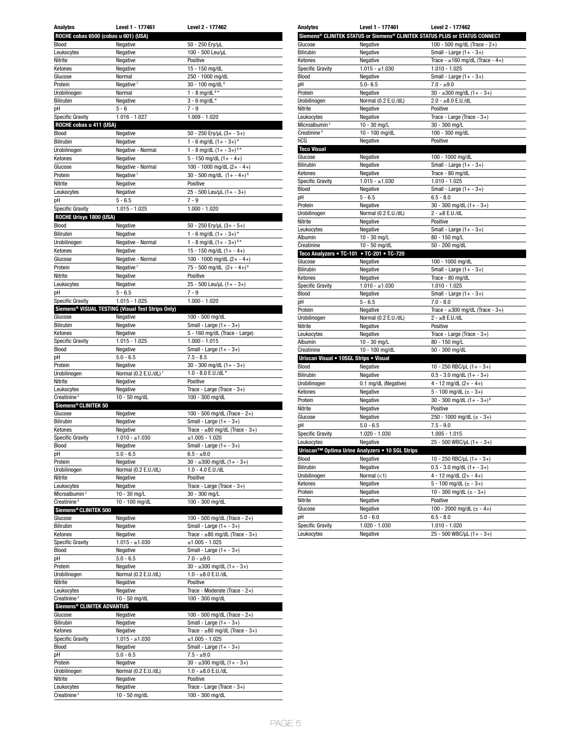| Analytes | Level 1 - 177461 | Level 2 - 177462 |
|---|---|---|
| **ROCHE cobas 6500 (cobas u 601) (USA)** | | |
| Blood | Negative | 50 - 250 Ery/µL |
| Leukocytes | Negative | 100 - 500 Leu/µL |
| Nitrite | Negative | Positive |
| Ketones | Negative | 15 - 150 mg/dL |
| Glucose | Normal | 250 - 1000 mg/dL |
| Protein | Negative [7] | 30 - 100 mg/dL [8] |
| Urobilinogen | Normal | 1 - 8 mg/dL [8]* |
| Bilirubin | Negative | 3 - 6 mg/dL* |
| pH | 5 - 6 | 7 - 9 |
| Specific Gravity | 1.016 - 1.027 | 1.009 - 1.020 |
| **ROCHE cobas u 411 (USA)** | | |
| Blood | Negative | 50 - 250 Ery/µL (3+ - 5+) |
| Bilirubin | Negative | 1 - 6 mg/dL (1+ - 3+)* |
| Urobilinogen | Negative - Normal | 1 - 8 mg/dL (1+ - 3+) [8]* |
| Ketones | Negative | 5 - 150 mg/dL (1+ - 4+) |
| Glucose | Negative - Normal | 100 - 1000 mg/dL (2+ - 4+) |
| Protein | Negative [7] | 30 - 500 mg/dL (1+ - 4+) [8] |
| Nitrite | Negative | Positive |
| Leukocytes | Negative | 25 - 500 Leu/µL (1+ - 3+) |
| pH | 5 - 6.5 | 7 - 9 |
| Specific Gravity | 1.015 - 1.025 | 1.000 - 1.020 |
| **ROCHE Urisys 1800 (USA)** | | |
| Blood | Negative | 50 - 250 Ery/µL (3+ - 5+) |
| Bilirubin | Negative | 1 - 6 mg/dL (1+ - 3+)* |
| Urobilinogen | Negative - Normal | 1 - 8 mg/dL (1+ - 3+) [8]* |
| Ketones | Negative | 15 - 150 mg/dL (1+ - 4+) |
| Glucose | Negative - Normal | 100 - 1000 mg/dL (2+ - 4+) |
| Protein | Negative [7] | 75 - 500 mg/dL (2+ - 4+) [8] |
| Nitrite | Negative | Positive |
| Leukocytes | Negative | 25 - 500 Leu/µL (1+ - 3+) |
| pH | 5 - 6.5 | 7 - 9 |
| Specific Gravity | 1.015 - 1.025 | 1.000 - 1.020 |
| **Siemens® VISUAL TESTING (Visual Test Strips Only)** | | |
| Glucose | Negative | 100 - 500 mg/dL |
| Bilirubin | Negative | Small - Large (1+ - 3+) |
| Ketones | Negative | 5 - 160 mg/dL (Trace - Large) |
| Specific Gravity | 1.015 - 1.025 | 1.000 - 1.015 |
| Blood | Negative | Small - Large (1+ - 3+) |
| pH | 5.0 - 6.5 | 7.5 - 8.5 |
| Protein | Negative | 30 - 300 mg/dL (1+ - 3+) |
| Urobilinogen | Normal (0.2 E.U./dL) [7] | 1.0 - 8.0 E.U./dL* |
| Nitrite | Negative | Positive |
| Leukocytes | Negative | Trace - Large (Trace - 3+) |
| Creatinine [3] | 10 - 50 mg/dL | 100 - 300 mg/dL |
| **Siemens® CLINITEK 50** | | |
| Glucose | Negative | 100 - 500 mg/dL (Trace - 2+) |
| Bilirubin | Negative | Small - Large (1+ - 3+) |
| Ketones | Negative | Trace - ≥80 mg/dL (Trace - 3+) |
| Specific Gravity | 1.010 - ≥1.030 | ≤1.005 - 1.020 |
| Blood | Negative | Small - Large (1+ - 3+) |
| pH | 5.0 - 6.5 | 6.5 - ≥9.0 |
| Protein | Negative | 30 - ≥300 mg/dL (1+ - 3+) |
| Urobilinogen | Normal (0.2 E.U./dL) | 1.0 - 4.0 E.U./dL |
| Nitrite | Negative | Positive |
| Leukocytes | Negative | Trace - Large (Trace - 3+) |
| Microalbumin [2] | 10 - 30 mg/L | 30 - 300 mg/L |
| Creatinine [4] | 10 - 100 mg/dL | 100 - 300 mg/dL |
| **Siemens® CLINITEK 500** | | |
| Glucose | Negative | 100 - 500 mg/dL (Trace - 2+) |
| Bilirubin | Negative | Small - Large (1+ - 3+) |
| Ketones | Negative | Trace - ≥80 mg/dL (Trace - 3+) |
| Specific Gravity | 1.015 - ≥1.030 | ≤1.005 - 1.025 |
| Blood | Negative | Small - Large (1+ - 3+) |
| pH | 5.0 - 6.5 | 7.0 - ≥9.0 |
| Protein | Negative | 30 - ≥300 mg/dL (1+ - 3+) |
| Urobilinogen | Normal (0.2 E.U./dL) | 1.0 - ≥8.0 E.U./dL |
| Nitrite | Negative | Positive |
| Leukocytes | Negative | Trace - Moderate (Trace - 2+) |
| Creatinine [3] | 10 - 50 mg/dL | 100 - 300 mg/dL |
| **Siemens® CLINITEK ADVANTUS** | | |
| Glucose | Negative | 100 - 500 mg/dL (Trace - 2+) |
| Bilirubin | Negative | Small - Large (1+ - 3+) |
| Ketones | Negative | Trace - ≥80 mg/dL (Trace - 3+) |
| Specific Gravity | 1.015 - ≥1.030 | ≤1.005 - 1.025 |
| Blood | Negative | Small - Large (1+ - 3+) |
| pH | 5.0 - 6.5 | 7.5 - ≥9.0 |
| Protein | Negative | 30 - ≥300 mg/dL (1+ - 3+) |
| Urobilinogen | Normal (0.2 E.U./dL) | 1.0 - ≥8.0 E.U./dL |
| Nitrite | Negative | Positive |
| Leukocytes | Negative | Trace - Large (Trace - 3+) |
| Creatinine [3] | 10 - 50 mg/dL | 100 - 300 mg/dL |

| Analytes | Level 1 - 177461 | Level 2 - 177462 |
|---|---|---|
| **Siemens® CLINITEK STATUS or Siemens® CLINITEK STATUS PLUS or STATUS CONNECT** | | |
| Glucose | Negative | 100 - 500 mg/dL (Trace - 2+) |
| Bilirubin | Negative | Small - Large (1+ - 3+) |
| Ketones | Negative | Trace - ≥160 mg/dL (Trace - 4+) |
| Specific Gravity | 1.015 - ≥1.030 | 1.010 - 1.025 |
| Blood | Negative | Small - Large (1+ - 3+) |
| pH | 5.0- 6.5 | 7.0 - ≥9.0 |
| Protein | Negative | 30 - ≥300 mg/dL (1+ - 3+) |
| Urobilinogen | Normal (0.2 E.U./dL) | 2.0 - ≥8.0 E.U./dL |
| Nitrite | Negative | Positive |
| Leukocytes | Negative | Trace - Large (Trace - 3+) |
| Microalbumin [2] | 10 - 30 mg/L | 30 - 300 mg/L |
| Creatinine [4] | 10 - 100 mg/dL | 100 - 300 mg/dL |
| hCG | Negative | Positive |
| **Teco Visual** | | |
| Glucose | Negative | 100 - 1000 mg/dL |
| Bilirubin | Negative | Small - Large (1+ - 3+) |
| Ketones | Negative | Trace - 80 mg/dL |
| Specific Gravity | 1.015 - ≥1.030 | 1.010 - 1.025 |
| Blood | Negative | Small - Large (1+ - 3+) |
| pH | 5 - 6.5 | 6.5 - 8.0 |
| Protein | Negative | 30 - 300 mg/dL (1+ - 3+) |
| Urobilinogen | Normal (0.2 E.U./dL) | 2 - ≥8 E.U./dL |
| Nitrite | Negative | Positive |
| Leukocytes | Negative | Small - Large (1+ - 3+) |
| Albumin | 10 - 30 mg/L | 80 - 150 mg/L |
| Creatinine | 10 - 50 mg/dL | 50 - 200 mg/dL |
| **Teco Analyzers • TC-101 • TC-201 • TC-720** | | |
| Glucose | Negative | 100 - 1000 mg/dL |
| Bilirubin | Negative | Small - Large (1+ - 3+) |
| Ketones | Negative | Trace - 80 mg/dL |
| Specific Gravity | 1.010 - ≥1.030 | 1.010 - 1.025 |
| Blood | Negative | Small - Large (1+ - 3+) |
| pH | 5 - 6.5 | 7.0 - 8.0 |
| Protein | Negative | Trace - ≥300 mg/dL (Trace - 3+) |
| Urobilinogen | Normal (0.2 E.U./dL) | 2 - ≥8 E.U./dL |
| Nitrite | Negative | Positive |
| Leukocytes | Negative | Trace - Large (Trace - 3+) |
| Albumin | 10 - 30 mg/L | 80 - 150 mg/L |
| Creatinine | 10 - 100 mg/dL | 50 - 300 mg/dL |
| **Uriscan Visual • 10SGL Strips • Visual** | | |
| Blood | Negative | 10 - 250 RBC/µL (1+ - 3+) |
| Bilirubin | Negative | 0.5 - 3.0 mg/dL (1+ - 3+) |
| Urobilinogen | 0.1 mg/dL (Negative) | 4 - 12 mg/dL (2+ - 4+) |
| Ketones | Negative | 5 - 100 mg/dL (± - 3+) |
| Protein | Negative | 30 - 300 mg/dL (1+ - 3+) [8] |
| Nitrite | Negative | Positive |
| Glucose | Negative | 250 - 1000 mg/dL (± - 3+) |
| pH | 5.0 - 6.5 | 7.5 - 9.0 |
| Specific Gravity | 1.020 - 1.030 | 1.005 - 1.015 |
| Leukocytes | Negative | 25 - 500 WBC/µL (1+ - 3+) |
| **Uriscan™ Optima Urine Analyzers • 10 SGL Strips** | | |
| Blood | Negative | 10 - 250 RBC/µL (1+ - 3+) |
| Bilirubin | Negative | 0.5 - 3.0 mg/dL (1+ - 3+) |
| Urobilinogen | Normal (<1) | 4 - 12 mg/dL (2+ - 4+) |
| Ketones | Negative | 5 - 100 mg/dL (± - 3+) |
| Protein | Negative | 10 - 300 mg/dL (± - 3+) |
| Nitrite | Negative | Positive |
| Glucose | Negative | 100 - 2000 mg/dL (± - 4+) |
| pH | 5.0 - 6.0 | 6.5 - 8.0 |
| Specific Gravity | 1.020 - 1.030 | 1.010 - 1.020 |
| Leukocytes | Negative | 25 - 500 WBC/µL (1+ - 3+) |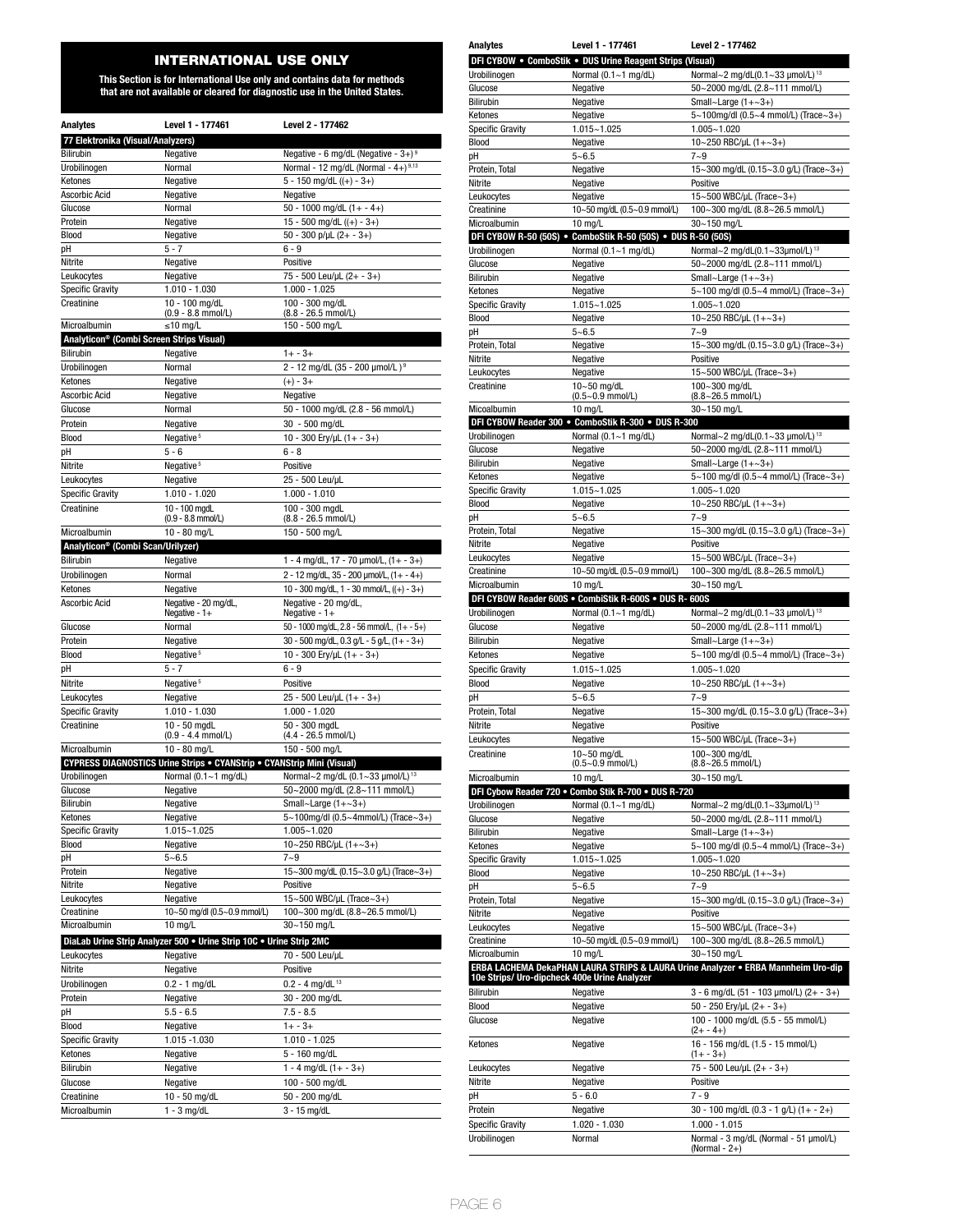# INTERNATIONAL USE ONLY

**This Section is for International Use only and contains data for methods that are not available or cleared for diagnostic use in the United States.**

| Analytes | Level 1 - 177461 | Level 2 - 177462 |
|---|---|---|
| **77 Elektronika (Visual/Analyzers)** | | |
| Bilirubin | Negative | Negative - 6 mg/dL (Negative - 3+) [9] |
| Urobilinogen | Normal | Normal - 12 mg/dL (Normal - 4+) [9,13] |
| Ketones | Negative | 5 - 150 mg/dL ((+) - 3+) |
| Ascorbic Acid | Negative | Negative |
| Glucose | Normal | 50 - 1000 mg/dL (1+ - 4+) |
| Protein | Negative | 15 - 500 mg/dL ((+) - 3+) |
| Blood | Negative | 50 - 300 p/µL (2+ - 3+) |
| pH | 5 - 7 | 6 - 9 |
| Nitrite | Negative | Positive |
| Leukocytes | Negative | 75 - 500 Leu/µL (2+ - 3+) |
| Specific Gravity | 1.010 - 1.030 | 1.000 - 1.025 |
| Creatinine | 10 - 100 mg/dL (0.9 - 8.8 mmol/L) | 100 - 300 mg/dL (8.8 - 26.5 mmol/L) |
| Microalbumin | ≤10 mg/L | 150 - 500 mg/L |
| **Analyticon® (Combi Screen Strips Visual)** | | |
| Bilirubin | Negative | 1+ - 3+ |
| Urobilinogen | Normal | 2 - 12 mg/dL (35 - 200 µmol/L) [9] |
| Ketones | Negative | (+) - 3+ |
| Ascorbic Acid | Negative | Negative |
| Glucose | Normal | 50 - 1000 mg/dL (2.8 - 56 mmol/L) |
| Protein | Negative | 30 - 500 mg/dL |
| Blood | Negative [5] | 10 - 300 Ery/µL (1+ - 3+) |
| pH | 5 - 6 | 6 - 8 |
| Nitrite | Negative [5] | Positive |
| Leukocytes | Negative | 25 - 500 Leu/µL |
| Specific Gravity | 1.010 - 1.020 | 1.000 - 1.010 |
| Creatinine | 10 - 100 mgdL (0.9 - 8.8 mmol/L) | 100 - 300 mgdL (8.8 - 26.5 mmol/L) |
| Microalbumin | 10 - 80 mg/L | 150 - 500 mg/L |
| **Analyticon® (Combi Scan/Urilyzer)** | | |
| Bilirubin | Negative | 1 - 4 mg/dL, 17 - 70 µmol/L, (1+ - 3+) |
| Urobilinogen | Normal | 2 - 12 mg/dL, 35 - 200 µmol/L, (1+ - 4+) |
| Ketones | Negative | 10 - 300 mg/dL, 1 - 30 mmol/L, ((+) - 3+) |
| Ascorbic Acid | Negative - 20 mg/dL, Negative - 1+ | Negative - 20 mg/dL, Negative - 1+ |
| Glucose | Normal | 50 - 1000 mg/dL, 2.8 - 56 mmol/L, (1+ - 5+) |
| Protein | Negative | 30 - 500 mg/dL, 0.3 g/L - 5 g/L, (1+ - 3+) |
| Blood | Negative [5] | 10 - 300 Ery/µL (1+ - 3+) |
| pH | 5 - 7 | 6 - 9 |
| Nitrite | Negative [5] | Positive |
| Leukocytes | Negative | 25 - 500 Leu/µL (1+ - 3+) |
| Specific Gravity | 1.010 - 1.030 | 1.000 - 1.020 |
| Creatinine | 10 - 50 mgdL (0.9 - 4.4 mmol/L) | 50 - 300 mgdL (4.4 - 26.5 mmol/L) |
| Microalbumin | 10 - 80 mg/L | 150 - 500 mg/L |
| **CYPRESS DIAGNOSTICS Urine Strips • CYANStrip • CYANStrip Mini (Visual)** | | |
| Urobilinogen | Normal (0.1~1 mg/dL) | Normal~2 mg/dL (0.1~33 µmol/L) [13] |
| Glucose | Negative | 50~2000 mg/dL (2.8~111 mmol/L) |
| Bilirubin | Negative | Small~Large (1+~3+) |
| Ketones | Negative | 5~100mg/dl (0.5~4mmol/L) (Trace~3+) |
| Specific Gravity | 1.015~1.025 | 1.005~1.020 |
| Blood | Negative | 10~250 RBC/µL (1+~3+) |
| pH | 5~6.5 | 7~9 |
| Protein | Negative | 15~300 mg/dL (0.15~3.0 g/L) (Trace~3+) |
| Nitrite | Negative | Positive |
| Leukocytes | Negative | 15~500 WBC/µL (Trace~3+) |
| Creatinine | 10~50 mg/dl (0.5~0.9 mmol/L) | 100~300 mg/dL (8.8~26.5 mmol/L) |
| Microalbumin | 10 mg/L | 30~150 mg/L |
| **DiaLab Urine Strip Analyzer 500 • Urine Strip 10C • Urine Strip 2MC** | | |
| Leukocytes | Negative | 70 - 500 Leu/µL |
| Nitrite | Negative | Positive |
| Urobilinogen | 0.2 - 1 mg/dL | 0.2 - 4 mg/dL [13] |
| Protein | Negative | 30 - 200 mg/dL |
| pH | 5.5 - 6.5 | 7.5 - 8.5 |
| Blood | Negative | 1+ - 3+ |
| Specific Gravity | 1.015 -1.030 | 1.010 - 1.025 |
| Ketones | Negative | 5 - 160 mg/dL |
| Bilirubin | Negative | 1 - 4 mg/dL (1+ - 3+) |
| Glucose | Negative | 100 - 500 mg/dL |
| Creatinine | 10 - 50 mg/dL | 50 - 200 mg/dL |
| Microalbumin | 1 - 3 mg/dL | 3 - 15 mg/dL |

| Analytes | Level 1 - 177461 | Level 2 - 177462 |
|---|---|---|
| **DFI CYBOW • ComboStik • DUS Urine Reagent Strips (Visual)** | | |
| Urobilinogen | Normal (0.1~1 mg/dL) | Normal~2 mg/dL(0.1~33 µmol/L) [13] |
| Glucose | Negative | 50~2000 mg/dL (2.8~111 mmol/L) |
| Bilirubin | Negative | Small~Large (1+~3+) |
| Ketones | Negative | 5~100mg/dl (0.5~4 mmol/L) (Trace~3+) |
| Specific Gravity | 1.015~1.025 | 1.005~1.020 |
| Blood | Negative | 10~250 RBC/µL (1+~3+) |
| pH | 5~6.5 | 7~9 |
| Protein, Total | Negative | 15~300 mg/dL (0.15~3.0 g/L) (Trace~3+) |
| Nitrite | Negative | Positive |
| Leukocytes | Negative | 15~500 WBC/µL (Trace~3+) |
| Creatinine | 10~50 mg/dL (0.5~0.9 mmol/L) | 100~300 mg/dL (8.8~26.5 mmol/L) |
| Microalbumin | 10 mg/L | 30~150 mg/L |
| **DFI CYBOW R-50 (50S) • ComboStik R-50 (50S) • DUS R-50 (50S)** | | |
| Urobilinogen | Normal (0.1~1 mg/dL) | Normal~2 mg/dL(0.1~33µmol/L) [13] |
| Glucose | Negative | 50~2000 mg/dL (2.8~111 mmol/L) |
| Bilirubin | Negative | Small~Large (1+~3+) |
| Ketones | Negative | 5~100 mg/dl (0.5~4 mmol/L) (Trace~3+) |
| Specific Gravity | 1.015~1.025 | 1.005~1.020 |
| Blood | Negative | 10~250 RBC/µL (1+~3+) |
| pH | 5~6.5 | 7~9 |
| Protein, Total | Negative | 15~300 mg/dL (0.15~3.0 g/L) (Trace~3+) |
| Nitrite | Negative | Positive |
| Leukocytes | Negative | 15~500 WBC/µL (Trace~3+) |
| Creatinine | 10~50 mg/dL (0.5~0.9 mmol/L) | 100~300 mg/dL (8.8~26.5 mmol/L) |
| Micoalbumin | 10 mg/L | 30~150 mg/L |
| **DFI CYBOW Reader 300 • ComboStik R-300 • DUS R-300** | | |
| Urobilinogen | Normal (0.1~1 mg/dL) | Normal~2 mg/dL(0.1~33 µmol/L) [13] |
| Glucose | Negative | 50~2000 mg/dL (2.8~111 mmol/L) |
| Bilirubin | Negative | Small~Large (1+~3+) |
| Ketones | Negative | 5~100 mg/dl (0.5~4 mmol/L) (Trace~3+) |
| Specific Gravity | 1.015~1.025 | 1.005~1.020 |
| Blood | Negative | 10~250 RBC/µL (1+~3+) |
| pH | 5~6.5 | 7~9 |
| Protein, Total | Negative | 15~300 mg/dL (0.15~3.0 g/L) (Trace~3+) |
| Nitrite | Negative | Positive |
| Leukocytes | Negative | 15~500 WBC/µL (Trace~3+) |
| Creatinine | 10~50 mg/dL (0.5~0.9 mmol/L) | 100~300 mg/dL (8.8~26.5 mmol/L) |
| Microalbumin | 10 mg/L | 30~150 mg/L |
| **DFI CYBOW Reader 600S • CombiStik R-600S • DUS R- 600S** | | |
| Urobilinogen | Normal (0.1~1 mg/dL) | Normal~2 mg/dL(0.1~33 µmol/L) [13] |
| Glucose | Negative | 50~2000 mg/dL (2.8~111 mmol/L) |
| Bilirubin | Negative | Small~Large (1+~3+) |
| Ketones | Negative | 5~100 mg/dl (0.5~4 mmol/L) (Trace~3+) |
| Specific Gravity | 1.015~1.025 | 1.005~1.020 |
| Blood | Negative | 10~250 RBC/µL (1+~3+) |
| pH | 5~6.5 | 7~9 |
| Protein, Total | Negative | 15~300 mg/dL (0.15~3.0 g/L) (Trace~3+) |
| Nitrite | Negative | Positive |
| Leukocytes | Negative | 15~500 WBC/µL (Trace~3+) |
| Creatinine | 10~50 mg/dL (0.5~0.9 mmol/L) | 100~300 mg/dL (8.8~26.5 mmol/L) |
| Microalbumin | 10 mg/L | 30~150 mg/L |
| **DFI Cybow Reader 720 • Combo Stik R-700 • DUS R-720** | | |
| Urobilinogen | Normal (0.1~1 mg/dL) | Normal~2 mg/dL(0.1~33µmol/L) [13] |
| Glucose | Negative | 50~2000 mg/dL (2.8~111 mmol/L) |
| Bilirubin | Negative | Small~Large (1+~3+) |
| Ketones | Negative | 5~100 mg/dl (0.5~4 mmol/L) (Trace~3+) |
| Specific Gravity | 1.015~1.025 | 1.005~1.020 |
| Blood | Negative | 10~250 RBC/µL (1+~3+) |
| pH | 5~6.5 | 7~9 |
| Protein, Total | Negative | 15~300 mg/dL (0.15~3.0 g/L) (Trace~3+) |
| Nitrite | Negative | Positive |
| Leukocytes | Negative | 15~500 WBC/µL (Trace~3+) |
| Creatinine | 10~50 mg/dL (0.5~0.9 mmol/L) | 100~300 mg/dL (8.8~26.5 mmol/L) |
| Microalbumin | 10 mg/L | 30~150 mg/L |
| **ERBA LACHEMA DekaPHAN LAURA STRIPS & LAURA Urine Analyzer • ERBA Mannheim Uro-dip 10e Strips/ Uro-dipcheck 400e Urine Analyzer** | | |
| Bilirubin | Negative | 3 - 6 mg/dL (51 - 103 µmol/L) (2+ - 3+) |
| Blood | Negative | 50 - 250 Ery/µL (2+ - 3+) |
| Glucose | Negative | 100 - 1000 mg/dL (5.5 - 55 mmol/L) (2+ - 4+) |
| Ketones | Negative | 16 - 156 mg/dL (1.5 - 15 mmol/L) (1+ - 3+) |
| Leukocytes | Negative | 75 - 500 Leu/µL (2+ - 3+) |
| Nitrite | Negative | Positive |
| pH | 5 - 6.0 | 7 - 9 |
| Protein | Negative | 30 - 100 mg/dL (0.3 - 1 g/L) (1+ - 2+) |
| Specific Gravity | 1.020 - 1.030 | 1.000 - 1.015 |
| Urobilinogen | Normal | Normal - 3 mg/dL (Normal - 51 µmol/L) (Normal - 2+) |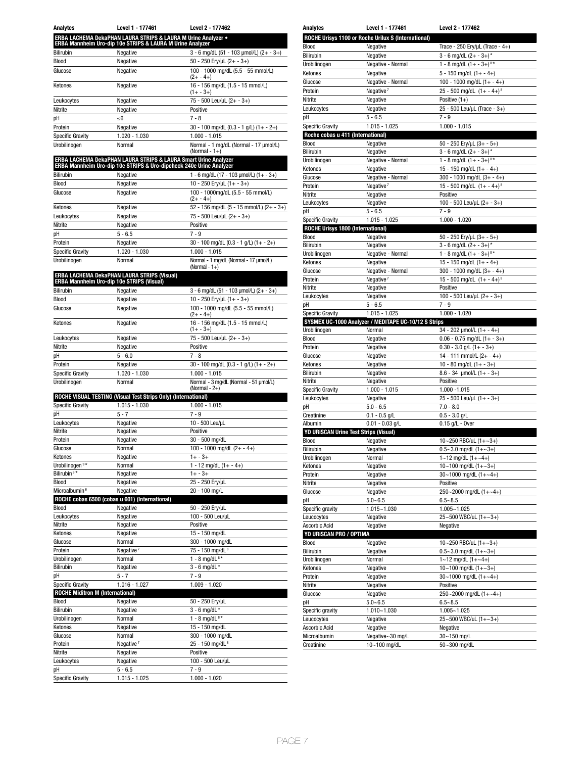| Analytes | Level 1 - 177461 | Level 2 - 177462 |
|---|---|---|
| **ERBA LACHEMA DekaPHAN LAURA STRIPS & LAURA M Urine Analyzer • ERBA Mannheim Uro-dip 10e STRIPS & LAURA M Urine Analyzer** | | |
| Bilirubin | Negative | 3 - 6 mg/dL (51 - 103 µmol/L) (2+ - 3+) |
| Blood | Negative | 50 - 250 Ery/µL (2+ - 3+) |
| Glucose | Negative | 100 - 1000 mg/dL (5.5 - 55 mmol/L) (2+ - 4+) |
| Ketones | Negative | 16 - 156 mg/dL (1.5 - 15 mmol/L) (1+ - 3+) |
| Leukocytes | Negative | 75 - 500 Leu/µL (2+ - 3+) |
| Nitrite | Negative | Positive |
| pH | ≤6 | 7 - 8 |
| Protein | Negative | 30 - 100 mg/dL (0.3 - 1 g/L) (1+ - 2+) |
| Specific Gravity | 1.020 - 1.030 | 1.000 - 1.015 |
| Urobilinogen | Normal | Normal - 1 mg/dL (Normal - 17 µmol/L) (Normal - 1+) |
| **ERBA LACHEMA DekaPHAN LAURA STRIPS & LAURA Smart Urine Analyzer ERBA Mannheim Uro-dip 10e STRIPS & Uro-dipcheck 240e Urine Analyzer** | | |
| Bilirubin | Negative | 1 - 6 mg/dL (17 - 103 µmol/L) (1+ - 3+) |
| Blood | Negative | 10 - 250 Ery/µL (1+ - 3+) |
| Glucose | Negative | 100 - 1000mg/dL (5.5 - 55 mmol/L) (2+ - 4+) |
| Ketones | Negative | 52 - 156 mg/dL (5 - 15 mmol/L) (2+ - 3+) |
| Leukocytes | Negative | 75 - 500 Leu/µL (2+ - 3+) |
| Nitrite | Negative | Positive |
| pH | 5 - 6.5 | 7 - 9 |
| Protein | Negative | 30 - 100 mg/dL (0.3 - 1 g/L) (1+ - 2+) |
| Specific Gravity | 1.020 - 1.030 | 1.000 - 1.015 |
| Urobilinogen | Normal | Normal - 1 mg/dL (Normal - 17 µmol/L) (Normal - 1+) |
| **ERBA LACHEMA DekaPHAN LAURA STRIPS (Visual) ERBA Mannheim Uro-dip 10e STRIPS (Visual)** | | |
| Bilirubin | Negative | 3 - 6 mg/dL (51 - 103 µmol/L) (2+ - 3+) |
| Blood | Negative | 10 - 250 Ery/µL (1+ - 3+) |
| Glucose | Negative | 100 - 1000 mg/dL (5.5 - 55 mmol/L) (2+ - 4+) |
| Ketones | Negative | 16 - 156 mg/dL (1.5 - 15 mmol/L) (1+ - 3+) |
| Leukocytes | Negative | 75 - 500 Leu/µL (2+ - 3+) |
| Nitrite | Negative | Positive |
| pH | 5 - 6.0 | 7 - 8 |
| Protein | Negative | 30 - 100 mg/dL (0.3 - 1 g/L) (1+ - 2+) |
| Specific Gravity | 1.020 - 1.030 | 1.000 - 1.015 |
| Urobilinogen | Normal | Normal - 3 mg/dL (Normal - 51 µmol/L) (Normal - 2+) |
| **ROCHE VISUAL TESTING (Visual Test Strips Only) (International)** | | |
| Specific Gravity | 1.015 - 1.030 | 1.000 - 1.015 |
| pH | 5 - 7 | 7 - 9 |
| Leukocytes | Negative | 10 - 500 Leu/µL |
| Nitrite | Negative | Positive |
| Protein | Negative | 30 - 500 mg/dL |
| Glucose | Normal | 100 - 1000 mg/dL (2+ - 4+) |
| Ketones | Negative | 1+ - 3+ |
| Urobilinogen [9]* | Normal | 1 - 12 mg/dL (1+ - 4+) |
| Bilirubin [9]* | Negative | 1+ - 3+ |
| Blood | Negative | 25 - 250 Ery/µL |
| Microalbumin [6] | Negative | 20 - 100 mg/L |
| **ROCHE cobas 6500 (cobas u 601) (International)** | | |
| Blood | Negative | 50 - 250 Ery/µL |
| Leukocytes | Negative | 100 - 500 Leu/µL |
| Nitrite | Negative | Positive |
| Ketones | Negative | 15 - 150 mg/dL |
| Glucose | Normal | 300 - 1000 mg/dL |
| Protein | Negative [7] | 75 - 150 mg/dL [8] |
| Urobilinogen | Normal | 1 - 8 mg/dL [8]* |
| Bilirubin | Negative | 3 - 6 mg/dL* |
| pH | 5 - 7 | 7 - 9 |
| Specific Gravity | 1.016 - 1.027 | 1.009 - 1.020 |
| **ROCHE Miditron M (International)** | | |
| Blood | Negative | 50 - 250 Ery/µL |
| Bilirubin | Negative | 3 - 6 mg/dL* |
| Urobilinogen | Normal | 1 - 8 mg/dL [8]* |
| Ketones | Negative | 15 - 150 mg/dL |
| Glucose | Normal | 300 - 1000 mg/dL |
| Protein | Negative [7] | 25 - 150 mg/dL [8] |
| Nitrite | Negative | Positive |
| Leukocytes | Negative | 100 - 500 Leu/µL |
| pH | 5 - 6.5 | 7 - 9 |
| Specific Gravity | 1.015 - 1.025 | 1.000 - 1.020 |

| Analytes | Level 1 - 177461 | Level 2 - 177462 |
|---|---|---|
| **ROCHE Urisys 1100 or Roche Urilux S (International)** | | |
| Blood | Negative | Trace - 250 Ery/µL (Trace - 4+) |
| Bilirubin | Negative | 3 - 6 mg/dL (2+ - 3+)* |
| Urobilinogen | Negative - Normal | 1 - 8 mg/dL (1+ - 3+) [8]* |
| Ketones | Negative | 5 - 150 mg/dL (1+ - 4+) |
| Glucose | Negative - Normal | 100 - 1000 mg/dL (1+ - 4+) |
| Protein | Negative [7] | 25 - 500 mg/dL (1+ - 4+) [8] |
| Nitrite | Negative | Positive (1+) |
| Leukocytes | Negative | 25 - 500 Leu/µL (Trace - 3+) |
| pH | 5 - 6.5 | 7 - 9 |
| Specific Gravity | 1.015 - 1.025 | 1.000 - 1.015 |
| **Roche cobas u 411 (International)** | | |
| Blood | Negative | 50 - 250 Ery/µL (3+ - 5+) |
| Bilirubin | Negative | 3 - 6 mg/dL (2+ - 3+)* |
| Urobilinogen | Negative - Normal | 1 - 8 mg/dL (1+ - 3+) [8]* |
| Ketones | Negative | 15 - 150 mg/dL (1+ - 4+) |
| Glucose | Negative - Normal | 300 - 1000 mg/dL (3+ - 4+) |
| Protein | Negative [7] | 15 - 500 mg/dL (1+ - 4+) [8] |
| Nitrite | Negative | Positive |
| Leukocytes | Negative | 100 - 500 Leu/µL (2+ - 3+) |
| pH | 5 - 6.5 | 7 - 9 |
| Specific Gravity | 1.015 - 1.025 | 1.000 - 1.020 |
| **ROCHE Urisys 1800 (International)** | | |
| Blood | Negative | 50 - 250 Ery/µL (3+ - 5+) |
| Bilirubin | Negative | 3 - 6 mg/dL (2+ - 3+)* |
| Urobilinogen | Negative - Normal | 1 - 8 mg/dL (1+ - 3+) [8]* |
| Ketones | Negative | 15 - 150 mg/dL (1+ - 4+) |
| Glucose | Negative - Normal | 300 - 1000 mg/dL (3+ - 4+) |
| Protein | Negative [7] | 15 - 500 mg/dL (1+ - 4+) [8] |
| Nitrite | Negative | Positive |
| Leukocytes | Negative | 100 - 500 Leu/µL (2+ - 3+) |
| pH | 5 - 6.5 | 7 - 9 |
| Specific Gravity | 1.015 - 1.025 | 1.000 - 1.020 |
| **SYSMEX UC-1000 Analyzer / MEDITAPE UC-10/12 S Strips** | | |
| Urobilinogen | Normal | 34 - 202 µmol/L (1+ - 4+) |
| Blood | Negative | 0.06 - 0.75 mg/dL (1+ - 3+) |
| Protein | Negative | 0.30 - 3.0 g/L (1+ - 3+) |
| Glucose | Negative | 14 - 111 mmol/L (2+ - 4+) |
| Ketones | Negative | 10 - 80 mg/dL (1+ - 3+) |
| Bilirubin | Negative | 8.6 - 34 µmol/L (1+ - 3+) |
| Nitrite | Negative | Positive |
| Specific Gravity | 1.000 - 1.015 | 1.000 -1.015 |
| Leukocytes | Negative | 25 - 500 Leu/µL (1+ - 3+) |
| pH | 5.0 - 6.5 | 7.0 - 8.0 |
| Creatinine | 0.1 - 0.5 g/L | 0.5 - 3.0 g/L |
| Albumin | 0.01 - 0.03 g/L | 0.15 g/L - Over |
| **YD URiSCAN Urine Test Strips (Visual)** | | |
| Blood | Negative | 10~250 RBC/uL (1+~3+) |
| Bilirubin | Negative | 0.5~3.0 mg/dL (1+~3+) |
| Urobilinogen | Normal | 1~12 mg/dL (1+~4+) |
| Ketones | Negative | 10~100 mg/dL (1+~3+) |
| Protein | Negative | 30~1000 mg/dL (1+~4+) |
| Nitrite | Negative | Positive |
| Glucose | Negative | 250~2000 mg/dL (1+~4+) |
| pH | 5.0~6.5 | 6.5~8.5 |
| Specific gravity | 1.015~1.030 | 1.005~1.025 |
| Leucocytes | Negative | 25~500 WBC/uL (1+~3+) |
| Ascorbic Acid | Negative | Negative |
| **YD URiSCAN PRO / OPTIMA** | | |
| Blood | Negative | 10~250 RBC/uL (1+~3+) |
| Bilirubin | Negative | 0.5~3.0 mg/dL (1+~3+) |
| Urobilinogen | Normal | 1~12 mg/dL (1+~4+) |
| Ketones | Negative | 10~100 mg/dL (1+~3+) |
| Protein | Negative | 30~1000 mg/dL (1+~4+) |
| Nitrite | Negative | Positive |
| Glucose | Negative | 250~2000 mg/dL (1+~4+) |
| pH | 5.0~6.5 | 6.5~8.5 |
| Specific gravity | 1.010~1.030 | 1.005~1.025 |
| Leucocytes | Negative | 25~500 WBC/uL (1+~3+) |
| Ascorbic Acid | Negative | Negative |
| Microalbumin | Negative~30 mg/L | 30~150 mg/L |
| Creatinine | 10~100 mg/dL | 50~300 mg/dL |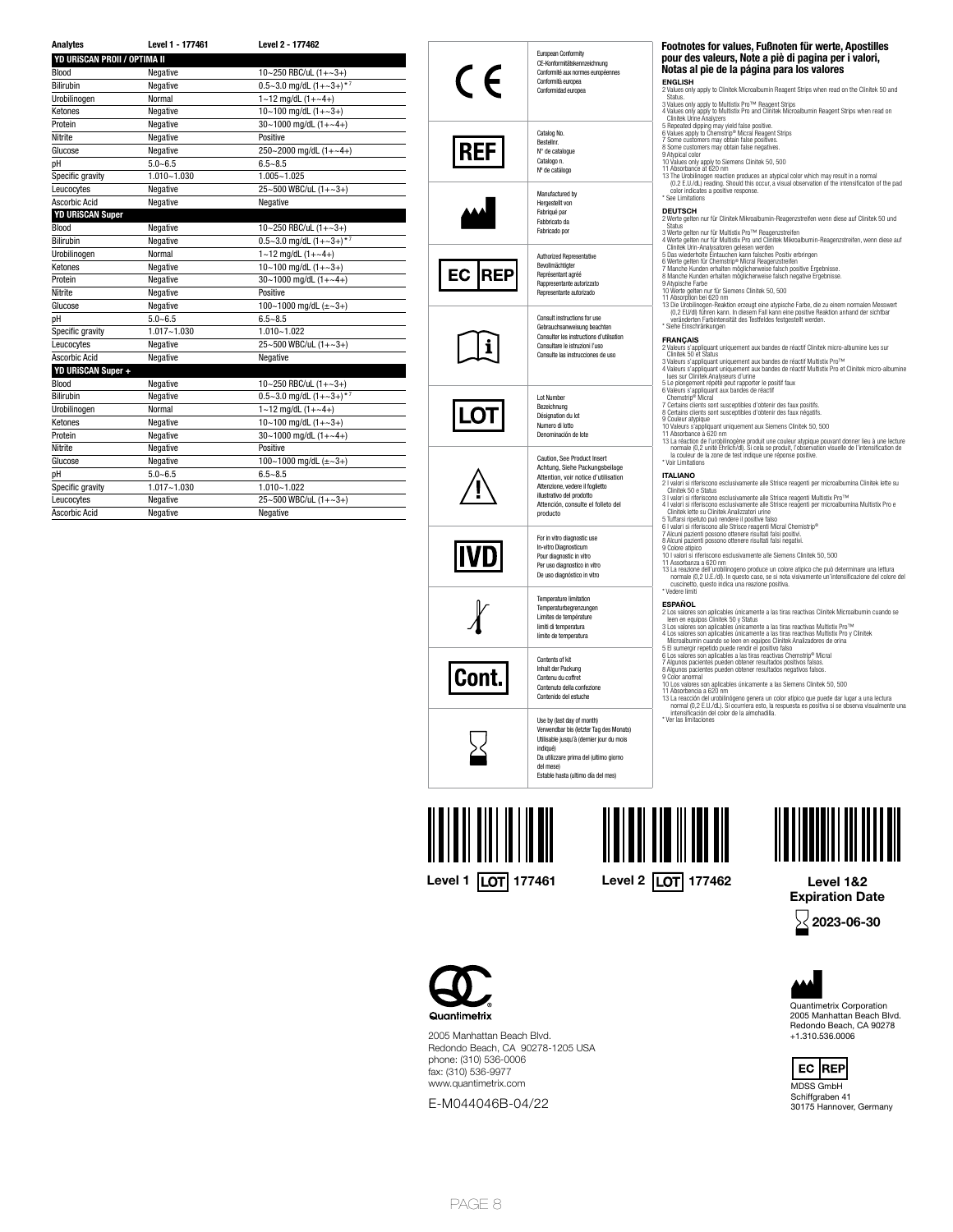| Analytes | Level 1 - 177461 | Level 2 - 177462 |
|---|---|---|
| **YD URiSCAN PROII / OPTIMA II** | | |
| Blood | Negative | 10~250 RBC/uL (1+~3+) |
| Bilirubin | Negative | 0.5~3.0 mg/dL (1+~3+)*7 |
| Urobilinogen | Normal | 1~12 mg/dL (1+~4+) |
| Ketones | Negative | 10~100 mg/dL (1+~3+) |
| Protein | Negative | 30~1000 mg/dL (1+~4+) |
| Nitrite | Negative | Positive |
| Glucose | Negative | 250~2000 mg/dL (1+~4+) |
| pH | 5.0~6.5 | 6.5~8.5 |
| Specific gravity | 1.010~1.030 | 1.005~1.025 |
| Leucocytes | Negative | 25~500 WBC/uL (1+~3+) |
| Ascorbic Acid | Negative | Negative |
| **YD URiSCAN Super** | | |
| Blood | Negative | 10~250 RBC/uL (1+~3+) |
| Bilirubin | Negative | 0.5~3.0 mg/dL (1+~3+)*7 |
| Urobilinogen | Normal | 1~12 mg/dL (1+~4+) |
| Ketones | Negative | 10~100 mg/dL (1+~3+) |
| Protein | Negative | 30~1000 mg/dL (1+~4+) |
| Nitrite | Negative | Positive |
| Glucose | Negative | 100~1000 mg/dL (±~3+) |
| pH | 5.0~6.5 | 6.5~8.5 |
| Specific gravity | 1.017~1.030 | 1.010~1.022 |
| Leucocytes | Negative | 25~500 WBC/uL (1+~3+) |
| Ascorbic Acid | Negative | Negative |
| **YD URiSCAN Super +** | | |
| Blood | Negative | 10~250 RBC/uL (1+~3+) |
| Bilirubin | Negative | 0.5~3.0 mg/dL (1+~3+)*7 |
| Urobilinogen | Normal | 1~12 mg/dL (1+~4+) |
| Ketones | Negative | 10~100 mg/dL (1+~3+) |
| Protein | Negative | 30~1000 mg/dL (1+~4+) |
| Nitrite | Negative | Positive |
| Glucose | Negative | 100~1000 mg/dL (±~3+) |
| pH | 5.0~6.5 | 6.5~8.5 |
| Specific gravity | 1.017~1.030 | 1.010~1.022 |
| Leucocytes | Negative | 25~500 WBC/uL (1+~3+) |
| Ascorbic Acid | Negative | Negative |

| Symbol | Description |
|---|---|
| CE | European Conformity<br>CE-Konformitätskennzeichnung<br>Conformité aux normes européennes<br>Conformità europea<br>Conformidad europea |
| REF | Catalog No.<br>Bestellnr.<br>N° de catalogue<br>Catalogo n.<br>N° de catálogo |
| (Manufacturer) | Manufactured by<br>Hergestellt von<br>Fabriqué par<br>Fabbricato da<br>Fabricado por |
| EC REP | Authorized Representative<br>Bevollmächtigter<br>Représentant agréé<br>Rappresentante autorizzato<br>Representante autorizado |
| i | Consult instructions for use<br>Gebrauchsanweisung beachten<br>Consulter les instructions d'utilisation<br>Consultare le istruzioni l'uso<br>Consulte las instrucciones de uso |
| LOT | Lot Number<br>Bezeichnung<br>Désignation du lot<br>Numero di lotto<br>Denominación de lote |
| ! | Caution, See Product Insert<br>Achtung, Siehe Packungsbeilage<br>Attention, voir notice d'utilisation<br>Attenzione, vedere il foglietto illustrativo del prodotto<br>Atención, consulte el folleto del producto |
| IVD | For in vitro diagnostic use<br>In-vitro Diagnosticum<br>Pour diagnostic in vitro<br>Per uso diagnostico in vitro<br>De uso diagnóstico in vitro |
| (Temperature) | Temperature limitation<br>Temperaturbegrenzungen<br>Limites de température<br>limiti di temperatura<br>límite de temperatura |
| Cont. | Contents of kit<br>Inhalt der Packung<br>Contenu du coffret<br>Contenuto della confezione<br>Contenido del estuche |
| (Hourglass) | Use by (last day of month)<br>Verwendbar bis (letzter Tag des Monats)<br>Utilisable jusqu'à (dernier jour du mois indiqué)<br>Da utilizzare prima del (ultimo giorno del mese)<br>Estable hasta (ultimo día del mes) |

## Footnotes for values, Fußnoten für werte, Apostilles pour des valeurs, Note a piè di pagina per i valori, Notas al pie de la página para los valores

**ENGLISH**
2 Values only apply to Clinitek Microalbumin Reagent Strips when read on the Clinitek 50 and Status.
3 Values only apply to Multistix Pro™ Reagent Strips
4 Values only apply to Multistix Pro and Clinitek Microalbumin Reagent Strips when read on Clinitek Urine Analyzers
5 Repeated dipping may yield false positive.
6 Values apply to Chemstrip® Micral Reagent Strips
7 Some customers may obtain false positives.
8 Some customers may obtain false negatives.
9 Atypical color
10 Values only apply to Siemens Clinitek 50, 500
11 Absorbance at 620 nm
13 The Urobilinogen reaction produces an atypical color which may result in a normal (0.2 E.U./dL) reading. Should this occur, a visual observation of the intensification of the pad color indicates a positive response.
* See Limitations

**DEUTSCH**
2 Werte gelten nur für Clinitek Mikroalbumin-Reagenzstreifen wenn diese auf Clinitek 50 und Status
3 Werte gelten nur für Multistix Pro™ Reagenzstreifen
4 Werte gelten nur für Multistix Pro und Clinitek Mikroalbumin-Reagenzstreifen, wenn diese auf Clinitek Urin-Analysatoren gelesen werden
5 Das wiederholte Eintauchen kann falsches Positiv erbringen
6 Werte gelten für Chemstrip® Micral Reagenzstreifen
7 Manche Kunden erhalten möglicherweise falsch positive Ergebnisse.
8 Manche Kunden erhalten möglicherweise falsch negative Ergebnisse.
9 Atypische Farbe
10 Werte gelten nur für Siemens Clinitek 50, 500
11 Absorption bei 620 nm
13 Die Urobilinogen-Reaktion erzeugt eine atypische Farbe, die zu einem normalen Messwert (0,2 EU/dl) führen kann. In diesem Fall kann eine positive Reaktion anhand der sichtbar veränderten Farbintensität des Testfeldes festgestellt werden.
* Siehe Einschränkungen

**FRANÇAIS**
2 Valeurs s'appliquant uniquement aux bandes de réactif Clinitek micro-albumine lues sur Clinitek 50 et Status
3 Valeurs s'appliquant uniquement aux bandes de réactif Multistix Pro™
4 Valeurs s'appliquant uniquement aux bandes de réactif Multistix Pro et Clinitek micro-albumine lues sur Clinitek Analyseurs d'urine
5 Le plongement répété peut rapporter le positif faux
6 Valeurs s'appliquant aux bandes de réactif Chemstrip® Micral
7 Certains clients sont susceptibles d'obtenir des faux positifs.
8 Certains clients sont susceptibles d'obtenir des faux négatifs.
9 Couleur atypique
10 Valeurs s'appliquant uniquement aux Siemens Clinitek 50, 500
11 Absorbance à 620 nm
13 La réaction de l'urobilinogène produit une couleur atypique pouvant donner lieu à une lecture normale (0,2 unité Ehrlich/dl). Si cela se produit, l'observation visuelle de l'intensification de la couleur de la zone de test indique une réponse positive.
* Voir Limitations

**ITALIANO**
2 I valori si riferiscono esclusivamente alle Strisce reagenti per microalbumina Clinitek lette su Clinitek 50 e Status
3 I valori si riferiscono esclusivamente alle Strisce reagenti Multistix Pro™
4 I valori si riferiscono esclusivamente alle Strisce reagenti per microalbumina Multistix Pro e Clinitek lette su Clinitek Analizzatori urine
5 Tuffarsi ripetuto può rendere il positive falso
6 I valori si riferiscono alle Strisce reagenti Micral Chemstrip®
7 Alcuni pazienti possono ottenere risultati falsi positivi.
8 Alcuni pazienti possono ottenere risultati falsi negativi.
9 Colore atipico
10 I valori si riferiscono esclusivamente alle Siemens Clinitek 50, 500
11 Assorbanza a 620 nm
13 La reazione dell'urobilinogeno produce un colore atipico che può determinare una lettura normale (0,2 U.E./dl). In questo caso, se si nota visivamente un'intensificazione del colore del cuscinetto, questo indica una reazione positiva.
* Vedere limiti

**ESPAÑOL**
2 Los valores son aplicables únicamente a las tiras reactivas Clinitek Microalbumin cuando se leen en equipos Clinitek 50 y Status
3 Los valores son aplicables únicamente a las tiras reactivas Multistix Pro™
4 Los valores son aplicables únicamente a las tiras reactivas Multistix Pro y Clinitek Microalbumin cuando se leen en equipos Clinitek Analizadores de orina
5 El sumergir repetido puede rendir el positivo falso
6 Los valores son aplicables a las tiras reactivas Chemstrip® Micral
7 Algunos pacientes pueden obtener resultados positivos falsos.
8 Algunos pacientes pueden obtener resultados negativos falsos.
9 Color anormal
10 Los valores son aplicables únicamente a las Siemens Clinitek 50, 500
11 Absorbencia a 620 nm
13 La reacción del urobilinógeno genera un color atípico que puede dar lugar a una lectura normal (0,2 E.U./dL). Si ocurriera esto, la respuesta es positiva si se observa visualmente una intensificación del color de la almohadilla.
* Ver las limitaciones

**Level 1** LOT 177461

**Level 2** LOT 177462

**Level 1&2 Expiration Date**
2023-06-30

Quantimetrix

2005 Manhattan Beach Blvd.
Redondo Beach, CA 90278-1205 USA
phone: (310) 536-0006
fax: (310) 536-9977
www.quantimetrix.com

E-M044046B-04/22

Quantimetrix Corporation
2005 Manhattan Beach Blvd.
Redondo Beach, CA 90278
+1.310.536.0006

EC REP
MDSS GmbH
Schiffgraben 41
30175 Hannover, Germany